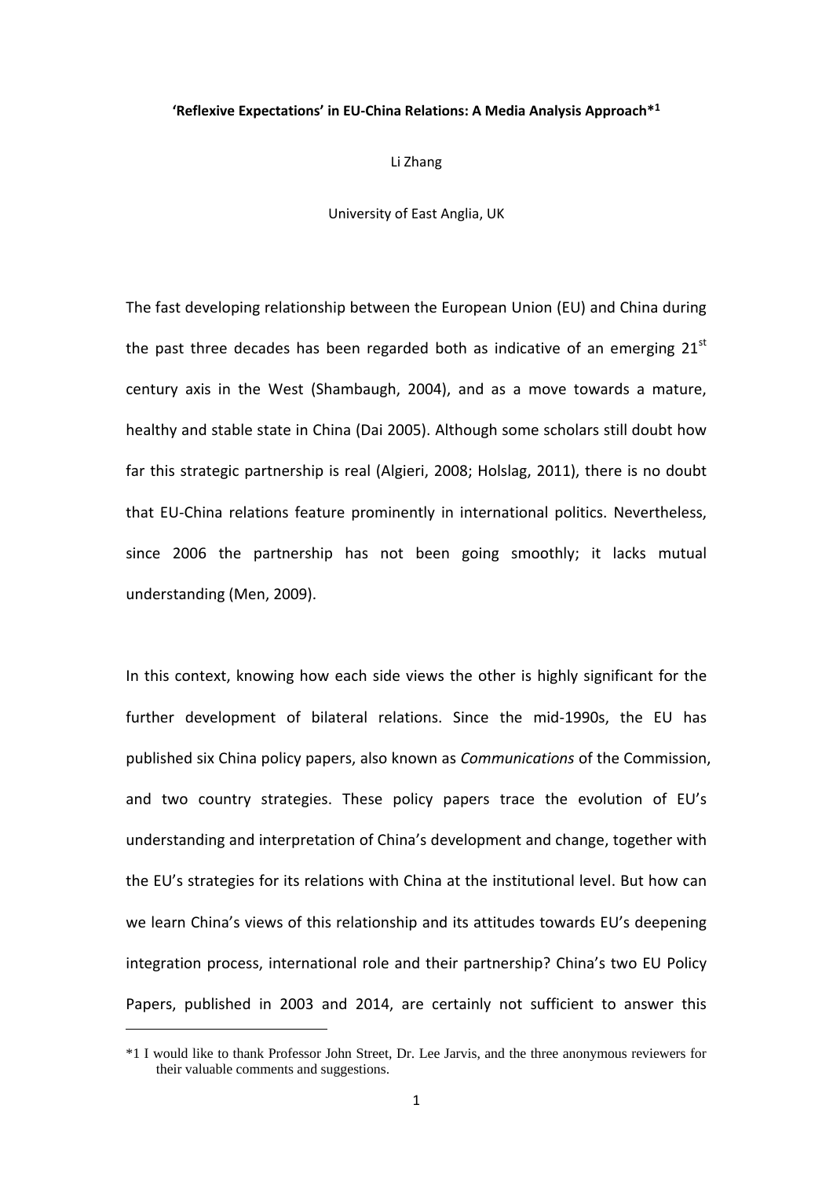# 'Reflexive Expectations' in EU-China Relations: A Media Analysis Approach*[1]

Li Zhang

University of East Anglia, UK

The fast developing relationship between the European Union (EU) and China during the past three decades has been regarded both as indicative of an emerging 21st century axis in the West (Shambaugh, 2004), and as a move towards a mature, healthy and stable state in China (Dai 2005). Although some scholars still doubt how far this strategic partnership is real (Algieri, 2008; Holslag, 2011), there is no doubt that EU-China relations feature prominently in international politics. Nevertheless, since 2006 the partnership has not been going smoothly; it lacks mutual understanding (Men, 2009).

In this context, knowing how each side views the other is highly significant for the further development of bilateral relations. Since the mid-1990s, the EU has published six China policy papers, also known as *Communications* of the Commission, and two country strategies. These policy papers trace the evolution of EU's understanding and interpretation of China's development and change, together with the EU's strategies for its relations with China at the institutional level. But how can we learn China's views of this relationship and its attitudes towards EU's deepening integration process, international role and their partnership? China's two EU Policy Papers, published in 2003 and 2014, are certainly not sufficient to answer this

*1 I would like to thank Professor John Street, Dr. Lee Jarvis, and the three anonymous reviewers for their valuable comments and suggestions.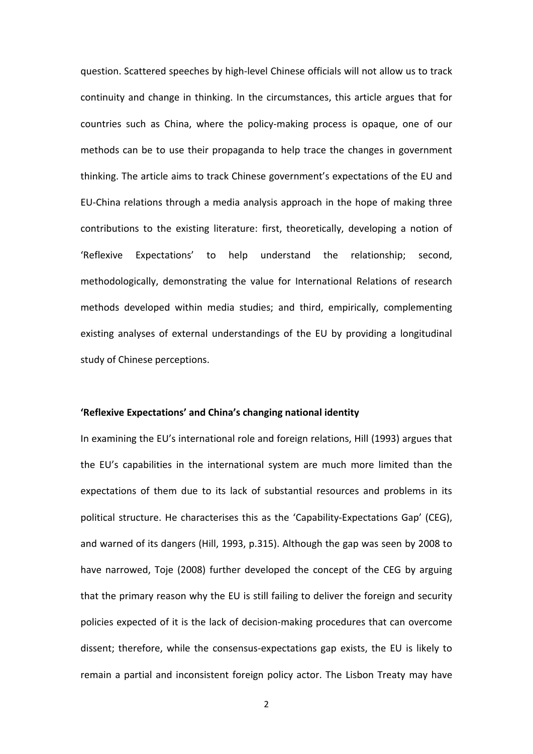question. Scattered speeches by high-level Chinese officials will not allow us to track continuity and change in thinking. In the circumstances, this article argues that for countries such as China, where the policy-making process is opaque, one of our methods can be to use their propaganda to help trace the changes in government thinking. The article aims to track Chinese government's expectations of the EU and EU-China relations through a media analysis approach in the hope of making three contributions to the existing literature: first, theoretically, developing a notion of 'Reflexive Expectations' to help understand the relationship; second, methodologically, demonstrating the value for International Relations of research methods developed within media studies; and third, empirically, complementing existing analyses of external understandings of the EU by providing a longitudinal study of Chinese perceptions.

**'Reflexive Expectations' and China's changing national identity**

In examining the EU's international role and foreign relations, Hill (1993) argues that the EU's capabilities in the international system are much more limited than the expectations of them due to its lack of substantial resources and problems in its political structure. He characterises this as the 'Capability-Expectations Gap' (CEG), and warned of its dangers (Hill, 1993, p.315). Although the gap was seen by 2008 to have narrowed, Toje (2008) further developed the concept of the CEG by arguing that the primary reason why the EU is still failing to deliver the foreign and security policies expected of it is the lack of decision-making procedures that can overcome dissent; therefore, while the consensus-expectations gap exists, the EU is likely to remain a partial and inconsistent foreign policy actor. The Lisbon Treaty may have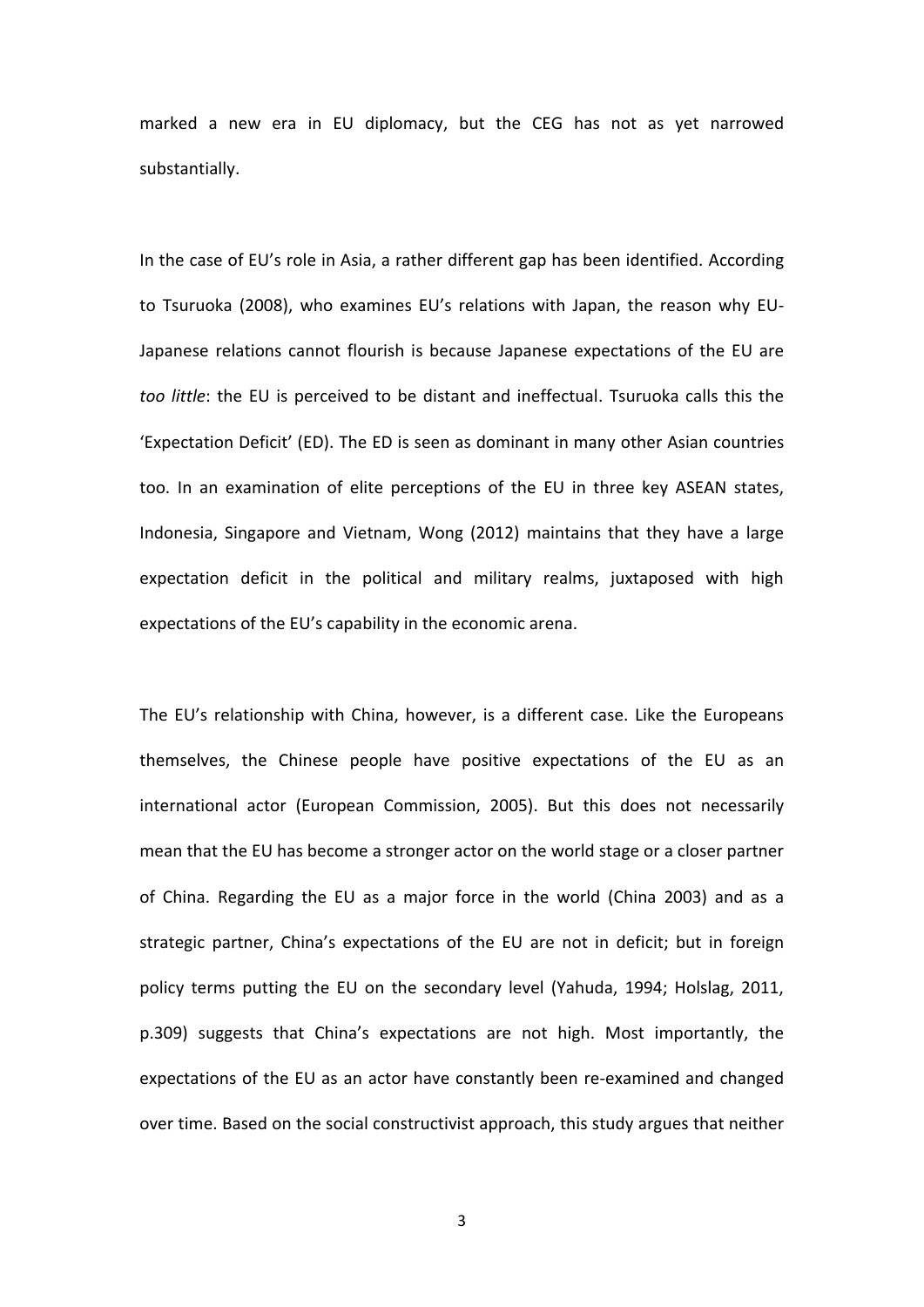marked a new era in EU diplomacy, but the CEG has not as yet narrowed substantially.

In the case of EU's role in Asia, a rather different gap has been identified. According to Tsuruoka (2008), who examines EU's relations with Japan, the reason why EU-Japanese relations cannot flourish is because Japanese expectations of the EU are *too little*: the EU is perceived to be distant and ineffectual. Tsuruoka calls this the 'Expectation Deficit' (ED). The ED is seen as dominant in many other Asian countries too. In an examination of elite perceptions of the EU in three key ASEAN states, Indonesia, Singapore and Vietnam, Wong (2012) maintains that they have a large expectation deficit in the political and military realms, juxtaposed with high expectations of the EU's capability in the economic arena.

The EU's relationship with China, however, is a different case. Like the Europeans themselves, the Chinese people have positive expectations of the EU as an international actor (European Commission, 2005). But this does not necessarily mean that the EU has become a stronger actor on the world stage or a closer partner of China. Regarding the EU as a major force in the world (China 2003) and as a strategic partner, China's expectations of the EU are not in deficit; but in foreign policy terms putting the EU on the secondary level (Yahuda, 1994; Holslag, 2011, p.309) suggests that China's expectations are not high. Most importantly, the expectations of the EU as an actor have constantly been re-examined and changed over time. Based on the social constructivist approach, this study argues that neither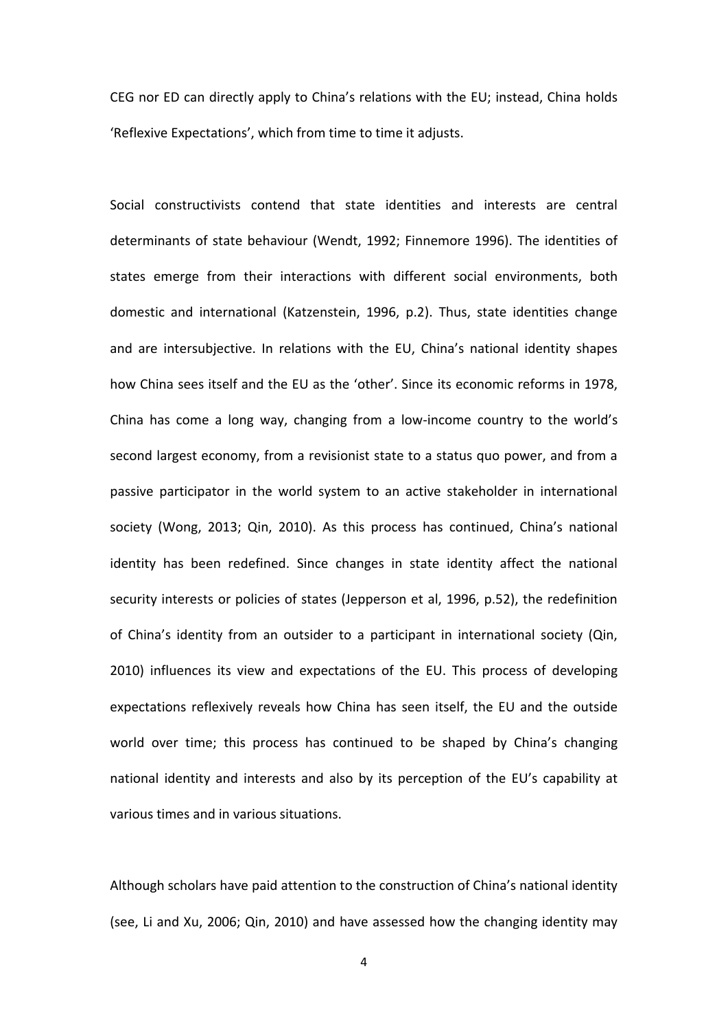CEG nor ED can directly apply to China's relations with the EU; instead, China holds 'Reflexive Expectations', which from time to time it adjusts.

Social constructivists contend that state identities and interests are central determinants of state behaviour (Wendt, 1992; Finnemore 1996). The identities of states emerge from their interactions with different social environments, both domestic and international (Katzenstein, 1996, p.2). Thus, state identities change and are intersubjective. In relations with the EU, China's national identity shapes how China sees itself and the EU as the 'other'. Since its economic reforms in 1978, China has come a long way, changing from a low-income country to the world's second largest economy, from a revisionist state to a status quo power, and from a passive participator in the world system to an active stakeholder in international society (Wong, 2013; Qin, 2010). As this process has continued, China's national identity has been redefined. Since changes in state identity affect the national security interests or policies of states (Jepperson et al, 1996, p.52), the redefinition of China's identity from an outsider to a participant in international society (Qin, 2010) influences its view and expectations of the EU. This process of developing expectations reflexively reveals how China has seen itself, the EU and the outside world over time; this process has continued to be shaped by China's changing national identity and interests and also by its perception of the EU's capability at various times and in various situations.

Although scholars have paid attention to the construction of China's national identity (see, Li and Xu, 2006; Qin, 2010) and have assessed how the changing identity may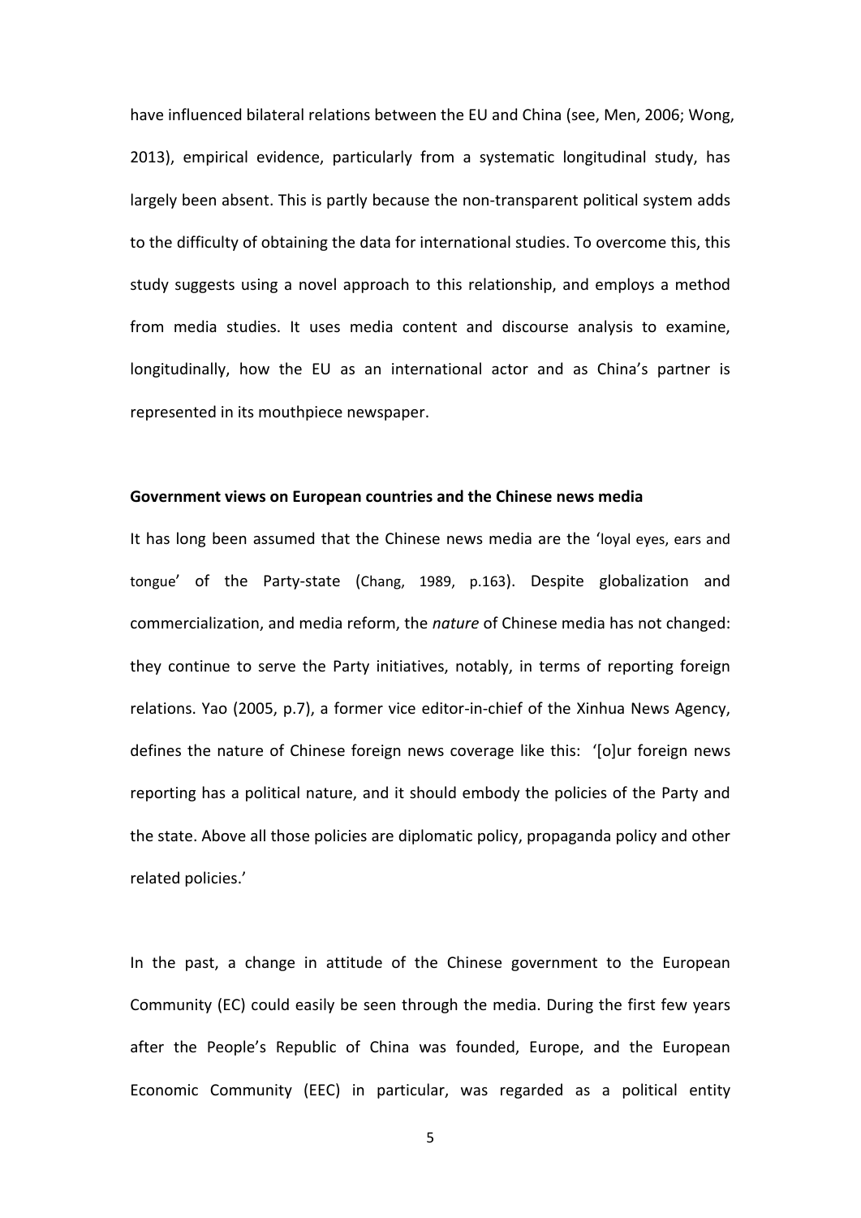have influenced bilateral relations between the EU and China (see, Men, 2006; Wong, 2013), empirical evidence, particularly from a systematic longitudinal study, has largely been absent. This is partly because the non-transparent political system adds to the difficulty of obtaining the data for international studies. To overcome this, this study suggests using a novel approach to this relationship, and employs a method from media studies. It uses media content and discourse analysis to examine, longitudinally, how the EU as an international actor and as China's partner is represented in its mouthpiece newspaper.

**Government views on European countries and the Chinese news media**

It has long been assumed that the Chinese news media are the 'loyal eyes, ears and tongue' of the Party-state (Chang, 1989, p.163). Despite globalization and commercialization, and media reform, the *nature* of Chinese media has not changed: they continue to serve the Party initiatives, notably, in terms of reporting foreign relations. Yao (2005, p.7), a former vice editor-in-chief of the Xinhua News Agency, defines the nature of Chinese foreign news coverage like this: '[o]ur foreign news reporting has a political nature, and it should embody the policies of the Party and the state. Above all those policies are diplomatic policy, propaganda policy and other related policies.'

In the past, a change in attitude of the Chinese government to the European Community (EC) could easily be seen through the media. During the first few years after the People's Republic of China was founded, Europe, and the European Economic Community (EEC) in particular, was regarded as a political entity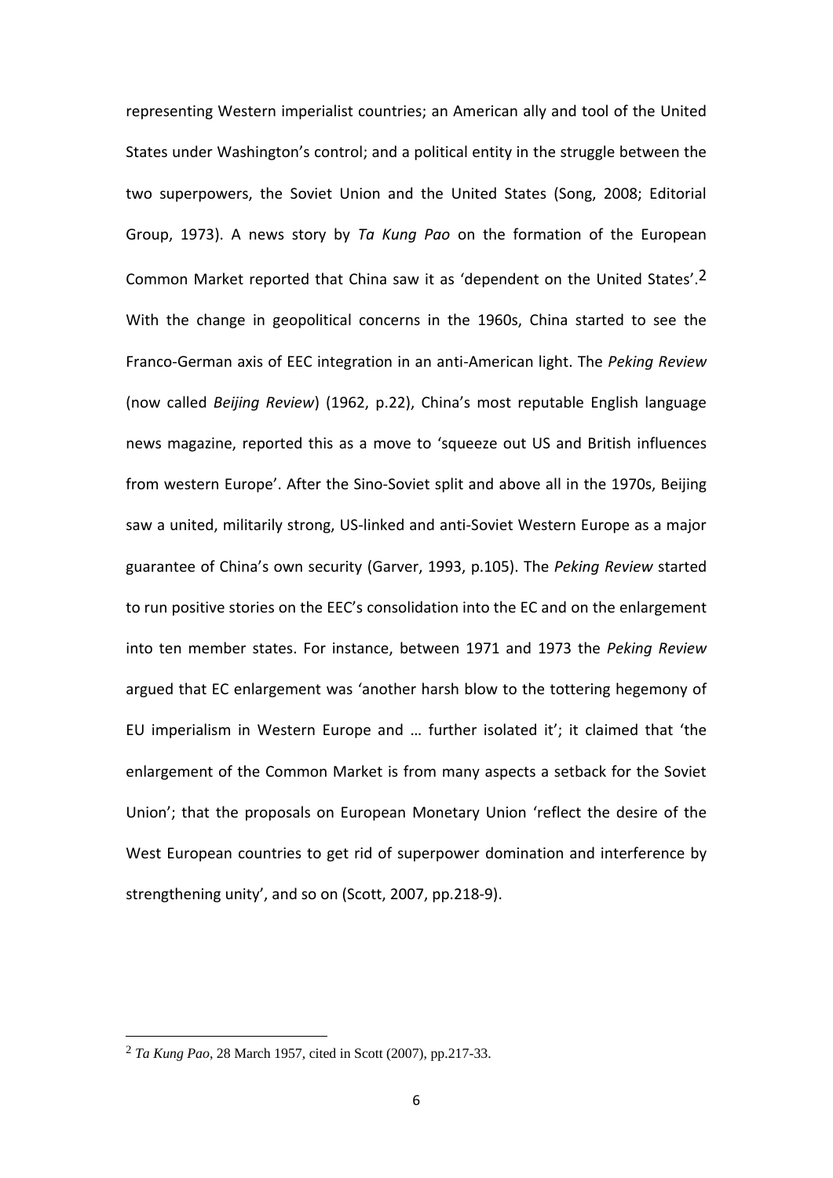representing Western imperialist countries; an American ally and tool of the United States under Washington's control; and a political entity in the struggle between the two superpowers, the Soviet Union and the United States (Song, 2008; Editorial Group, 1973). A news story by *Ta Kung Pao* on the formation of the European Common Market reported that China saw it as 'dependent on the United States'.[2] With the change in geopolitical concerns in the 1960s, China started to see the Franco-German axis of EEC integration in an anti-American light. The *Peking Review* (now called *Beijing Review*) (1962, p.22), China's most reputable English language news magazine, reported this as a move to 'squeeze out US and British influences from western Europe'. After the Sino-Soviet split and above all in the 1970s, Beijing saw a united, militarily strong, US-linked and anti-Soviet Western Europe as a major guarantee of China's own security (Garver, 1993, p.105). The *Peking Review* started to run positive stories on the EEC's consolidation into the EC and on the enlargement into ten member states. For instance, between 1971 and 1973 the *Peking Review* argued that EC enlargement was 'another harsh blow to the tottering hegemony of EU imperialism in Western Europe and … further isolated it'; it claimed that 'the enlargement of the Common Market is from many aspects a setback for the Soviet Union'; that the proposals on European Monetary Union 'reflect the desire of the West European countries to get rid of superpower domination and interference by strengthening unity', and so on (Scott, 2007, pp.218-9).

---

[2] *Ta Kung Pao*, 28 March 1957, cited in Scott (2007), pp.217-33.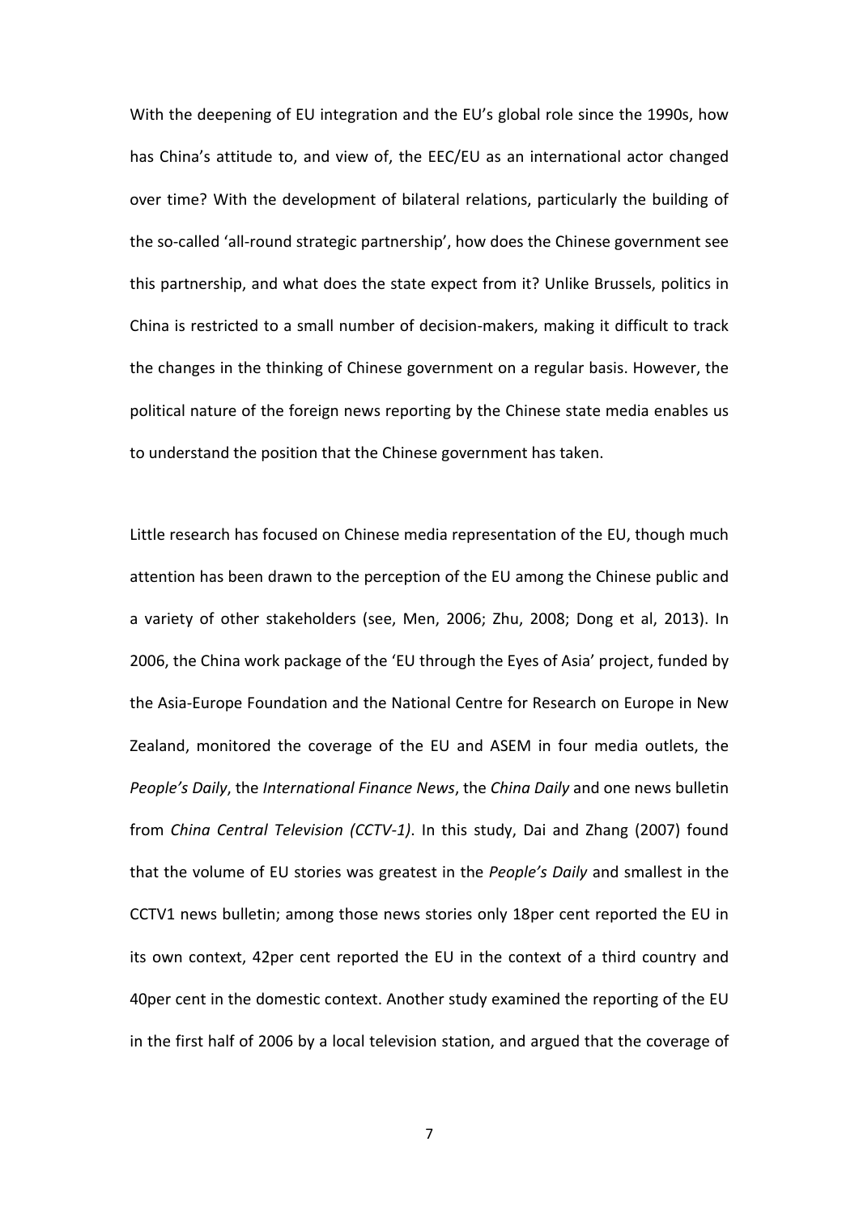With the deepening of EU integration and the EU's global role since the 1990s, how has China's attitude to, and view of, the EEC/EU as an international actor changed over time? With the development of bilateral relations, particularly the building of the so-called 'all-round strategic partnership', how does the Chinese government see this partnership, and what does the state expect from it? Unlike Brussels, politics in China is restricted to a small number of decision-makers, making it difficult to track the changes in the thinking of Chinese government on a regular basis. However, the political nature of the foreign news reporting by the Chinese state media enables us to understand the position that the Chinese government has taken.

Little research has focused on Chinese media representation of the EU, though much attention has been drawn to the perception of the EU among the Chinese public and a variety of other stakeholders (see, Men, 2006; Zhu, 2008; Dong et al, 2013). In 2006, the China work package of the 'EU through the Eyes of Asia' project, funded by the Asia-Europe Foundation and the National Centre for Research on Europe in New Zealand, monitored the coverage of the EU and ASEM in four media outlets, the *People's Daily*, the *International Finance News*, the *China Daily* and one news bulletin from *China Central Television (CCTV-1)*. In this study, Dai and Zhang (2007) found that the volume of EU stories was greatest in the *People's Daily* and smallest in the CCTV1 news bulletin; among those news stories only 18per cent reported the EU in its own context, 42per cent reported the EU in the context of a third country and 40per cent in the domestic context. Another study examined the reporting of the EU in the first half of 2006 by a local television station, and argued that the coverage of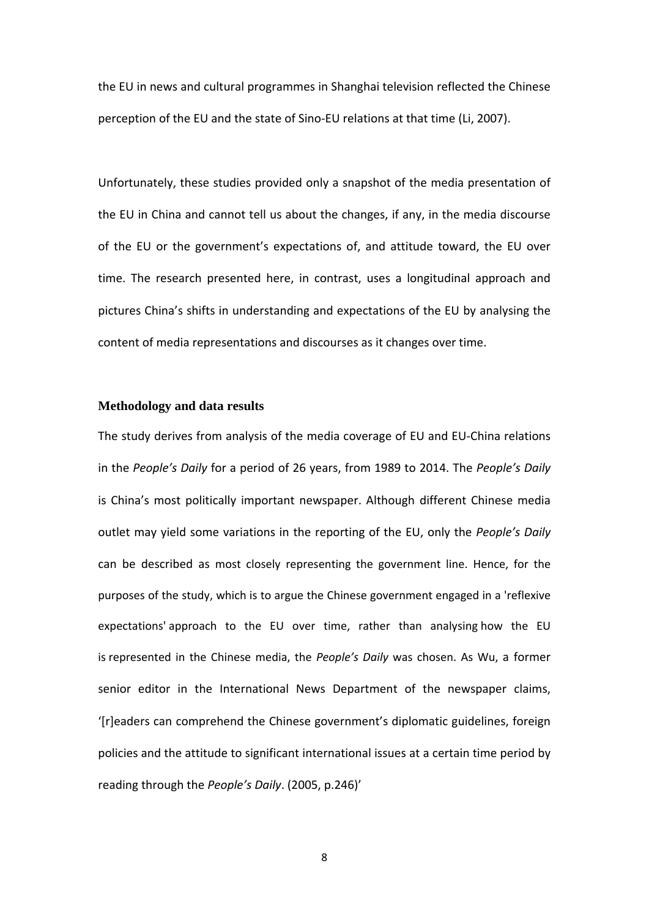the EU in news and cultural programmes in Shanghai television reflected the Chinese perception of the EU and the state of Sino-EU relations at that time (Li, 2007).

Unfortunately, these studies provided only a snapshot of the media presentation of the EU in China and cannot tell us about the changes, if any, in the media discourse of the EU or the government's expectations of, and attitude toward, the EU over time. The research presented here, in contrast, uses a longitudinal approach and pictures China's shifts in understanding and expectations of the EU by analysing the content of media representations and discourses as it changes over time.

## Methodology and data results

The study derives from analysis of the media coverage of EU and EU-China relations in the *People's Daily* for a period of 26 years, from 1989 to 2014. The *People's Daily* is China's most politically important newspaper. Although different Chinese media outlet may yield some variations in the reporting of the EU, only the *People's Daily* can be described as most closely representing the government line. Hence, for the purposes of the study, which is to argue the Chinese government engaged in a 'reflexive expectations' approach to the EU over time, rather than analysing how the EU is represented in the Chinese media, the *People's Daily* was chosen. As Wu, a former senior editor in the International News Department of the newspaper claims, '[r]eaders can comprehend the Chinese government's diplomatic guidelines, foreign policies and the attitude to significant international issues at a certain time period by reading through the *People's Daily*. (2005, p.246)'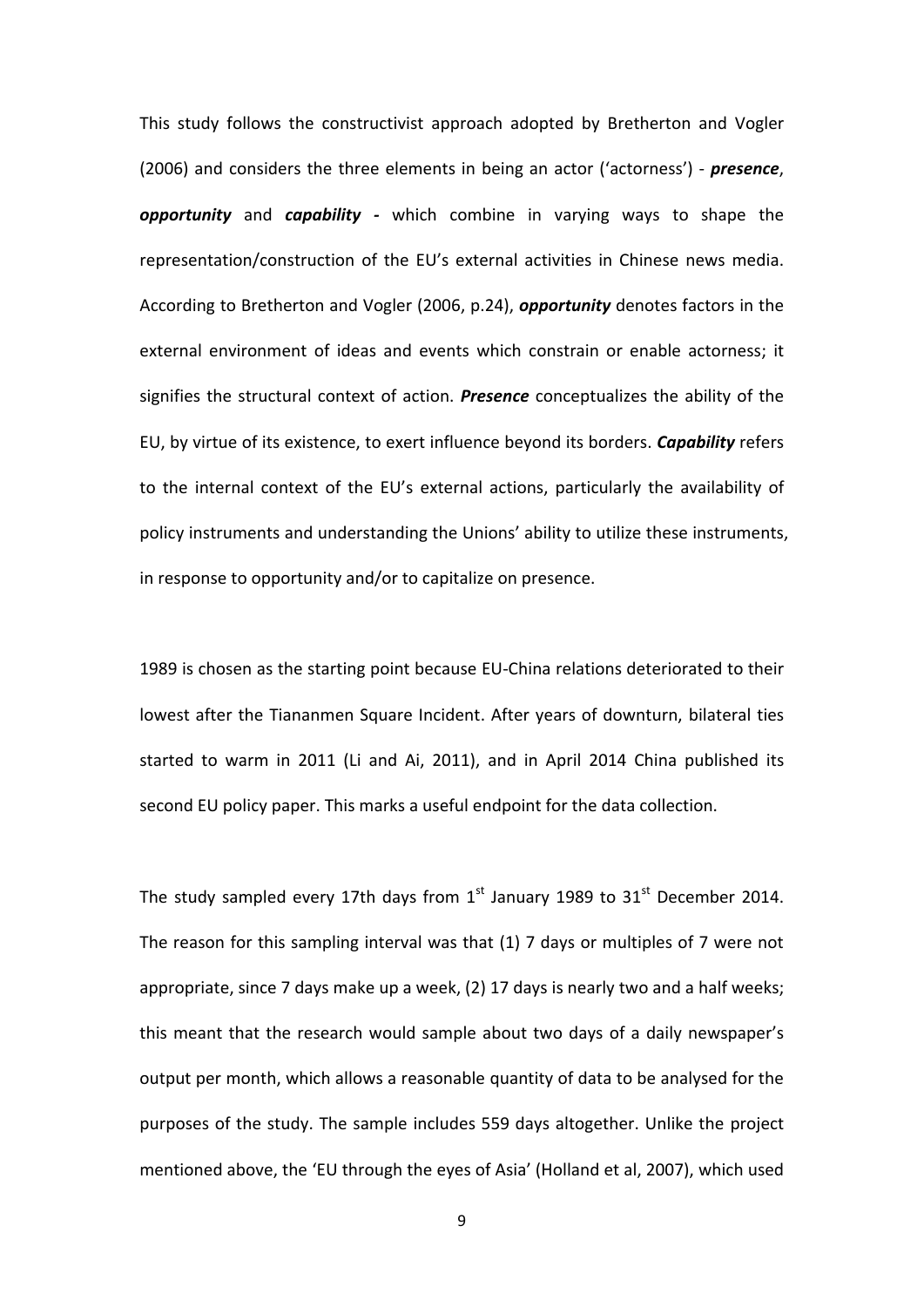This study follows the constructivist approach adopted by Bretherton and Vogler (2006) and considers the three elements in being an actor ('actorness') - ***presence***, ***opportunity*** and ***capability -*** which combine in varying ways to shape the representation/construction of the EU's external activities in Chinese news media. According to Bretherton and Vogler (2006, p.24), ***opportunity*** denotes factors in the external environment of ideas and events which constrain or enable actorness; it signifies the structural context of action. ***Presence*** conceptualizes the ability of the EU, by virtue of its existence, to exert influence beyond its borders. ***Capability*** refers to the internal context of the EU's external actions, particularly the availability of policy instruments and understanding the Unions' ability to utilize these instruments, in response to opportunity and/or to capitalize on presence.

1989 is chosen as the starting point because EU-China relations deteriorated to their lowest after the Tiananmen Square Incident. After years of downturn, bilateral ties started to warm in 2011 (Li and Ai, 2011), and in April 2014 China published its second EU policy paper. This marks a useful endpoint for the data collection.

The study sampled every 17th days from 1st January 1989 to 31st December 2014. The reason for this sampling interval was that (1) 7 days or multiples of 7 were not appropriate, since 7 days make up a week, (2) 17 days is nearly two and a half weeks; this meant that the research would sample about two days of a daily newspaper's output per month, which allows a reasonable quantity of data to be analysed for the purposes of the study. The sample includes 559 days altogether. Unlike the project mentioned above, the 'EU through the eyes of Asia' (Holland et al, 2007), which used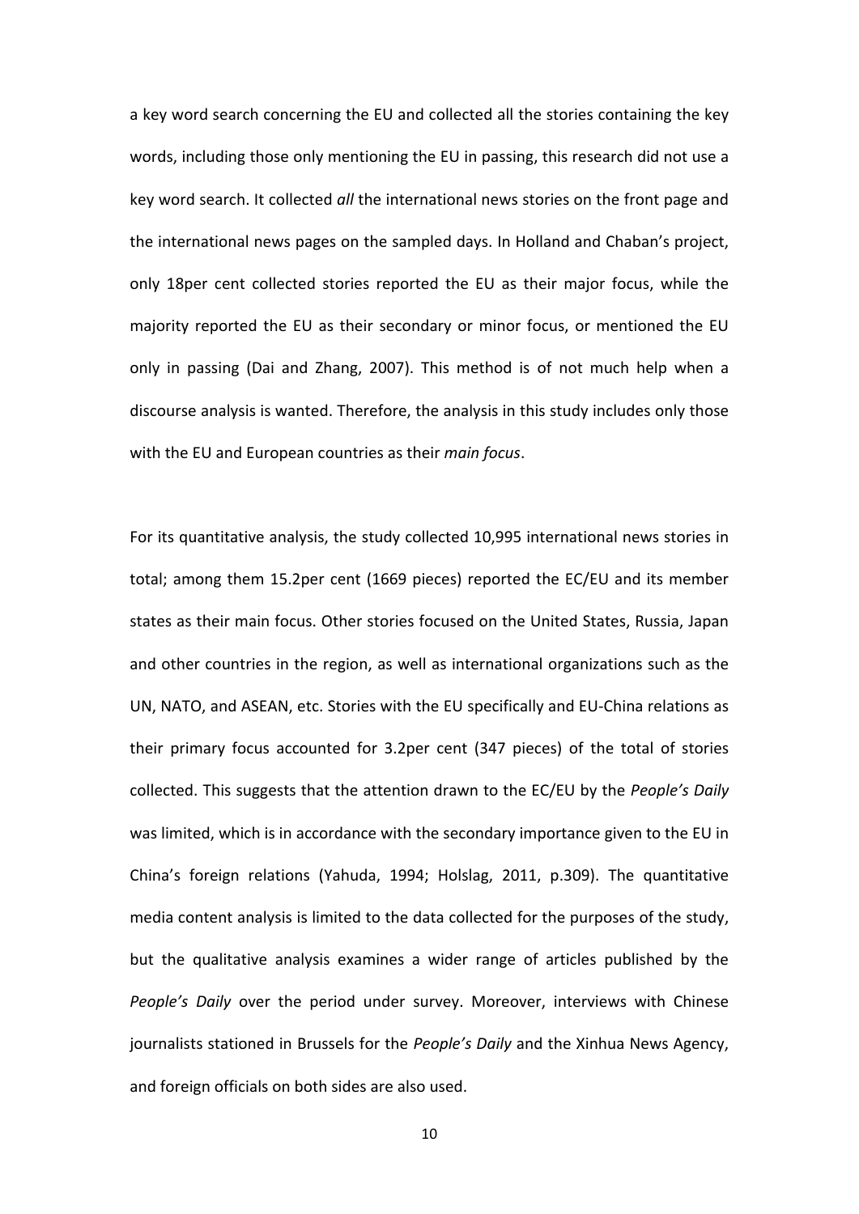a key word search concerning the EU and collected all the stories containing the key words, including those only mentioning the EU in passing, this research did not use a key word search. It collected *all* the international news stories on the front page and the international news pages on the sampled days. In Holland and Chaban's project, only 18per cent collected stories reported the EU as their major focus, while the majority reported the EU as their secondary or minor focus, or mentioned the EU only in passing (Dai and Zhang, 2007). This method is of not much help when a discourse analysis is wanted. Therefore, the analysis in this study includes only those with the EU and European countries as their *main focus*.

For its quantitative analysis, the study collected 10,995 international news stories in total; among them 15.2per cent (1669 pieces) reported the EC/EU and its member states as their main focus. Other stories focused on the United States, Russia, Japan and other countries in the region, as well as international organizations such as the UN, NATO, and ASEAN, etc. Stories with the EU specifically and EU-China relations as their primary focus accounted for 3.2per cent (347 pieces) of the total of stories collected. This suggests that the attention drawn to the EC/EU by the *People's Daily* was limited, which is in accordance with the secondary importance given to the EU in China's foreign relations (Yahuda, 1994; Holslag, 2011, p.309). The quantitative media content analysis is limited to the data collected for the purposes of the study, but the qualitative analysis examines a wider range of articles published by the *People's Daily* over the period under survey. Moreover, interviews with Chinese journalists stationed in Brussels for the *People's Daily* and the Xinhua News Agency, and foreign officials on both sides are also used.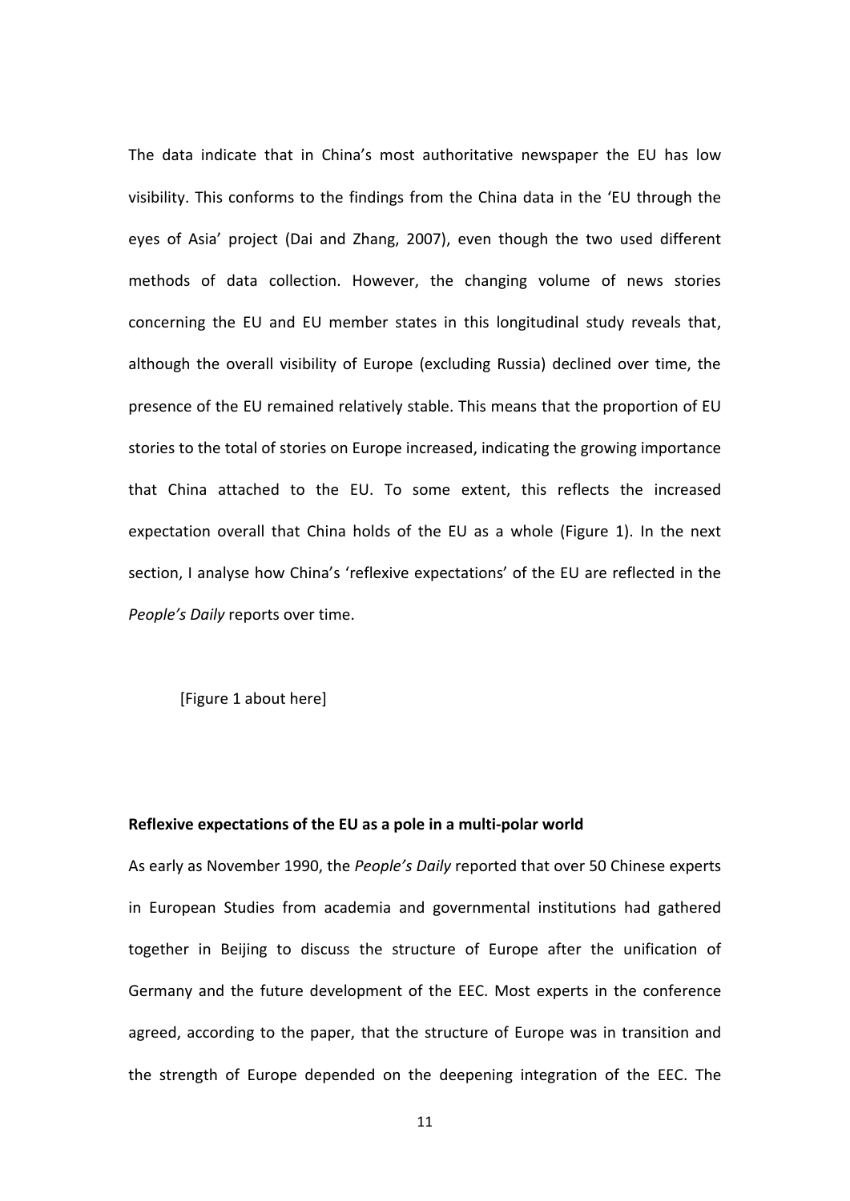The data indicate that in China's most authoritative newspaper the EU has low visibility. This conforms to the findings from the China data in the 'EU through the eyes of Asia' project (Dai and Zhang, 2007), even though the two used different methods of data collection. However, the changing volume of news stories concerning the EU and EU member states in this longitudinal study reveals that, although the overall visibility of Europe (excluding Russia) declined over time, the presence of the EU remained relatively stable. This means that the proportion of EU stories to the total of stories on Europe increased, indicating the growing importance that China attached to the EU. To some extent, this reflects the increased expectation overall that China holds of the EU as a whole (Figure 1). In the next section, I analyse how China's 'reflexive expectations' of the EU are reflected in the *People's Daily* reports over time.

[Figure 1 about here]

**Reflexive expectations of the EU as a pole in a multi-polar world**

As early as November 1990, the *People's Daily* reported that over 50 Chinese experts in European Studies from academia and governmental institutions had gathered together in Beijing to discuss the structure of Europe after the unification of Germany and the future development of the EEC. Most experts in the conference agreed, according to the paper, that the structure of Europe was in transition and the strength of Europe depended on the deepening integration of the EEC. The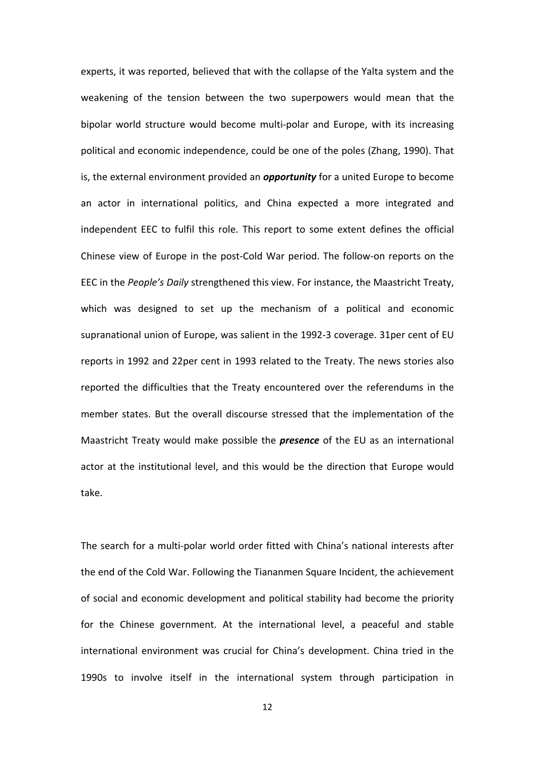experts, it was reported, believed that with the collapse of the Yalta system and the weakening of the tension between the two superpowers would mean that the bipolar world structure would become multi-polar and Europe, with its increasing political and economic independence, could be one of the poles (Zhang, 1990). That is, the external environment provided an ***opportunity*** for a united Europe to become an actor in international politics, and China expected a more integrated and independent EEC to fulfil this role. This report to some extent defines the official Chinese view of Europe in the post-Cold War period. The follow-on reports on the EEC in the *People's Daily* strengthened this view. For instance, the Maastricht Treaty, which was designed to set up the mechanism of a political and economic supranational union of Europe, was salient in the 1992-3 coverage. 31per cent of EU reports in 1992 and 22per cent in 1993 related to the Treaty. The news stories also reported the difficulties that the Treaty encountered over the referendums in the member states. But the overall discourse stressed that the implementation of the Maastricht Treaty would make possible the ***presence*** of the EU as an international actor at the institutional level, and this would be the direction that Europe would take.

The search for a multi-polar world order fitted with China's national interests after the end of the Cold War. Following the Tiananmen Square Incident, the achievement of social and economic development and political stability had become the priority for the Chinese government. At the international level, a peaceful and stable international environment was crucial for China's development. China tried in the 1990s to involve itself in the international system through participation in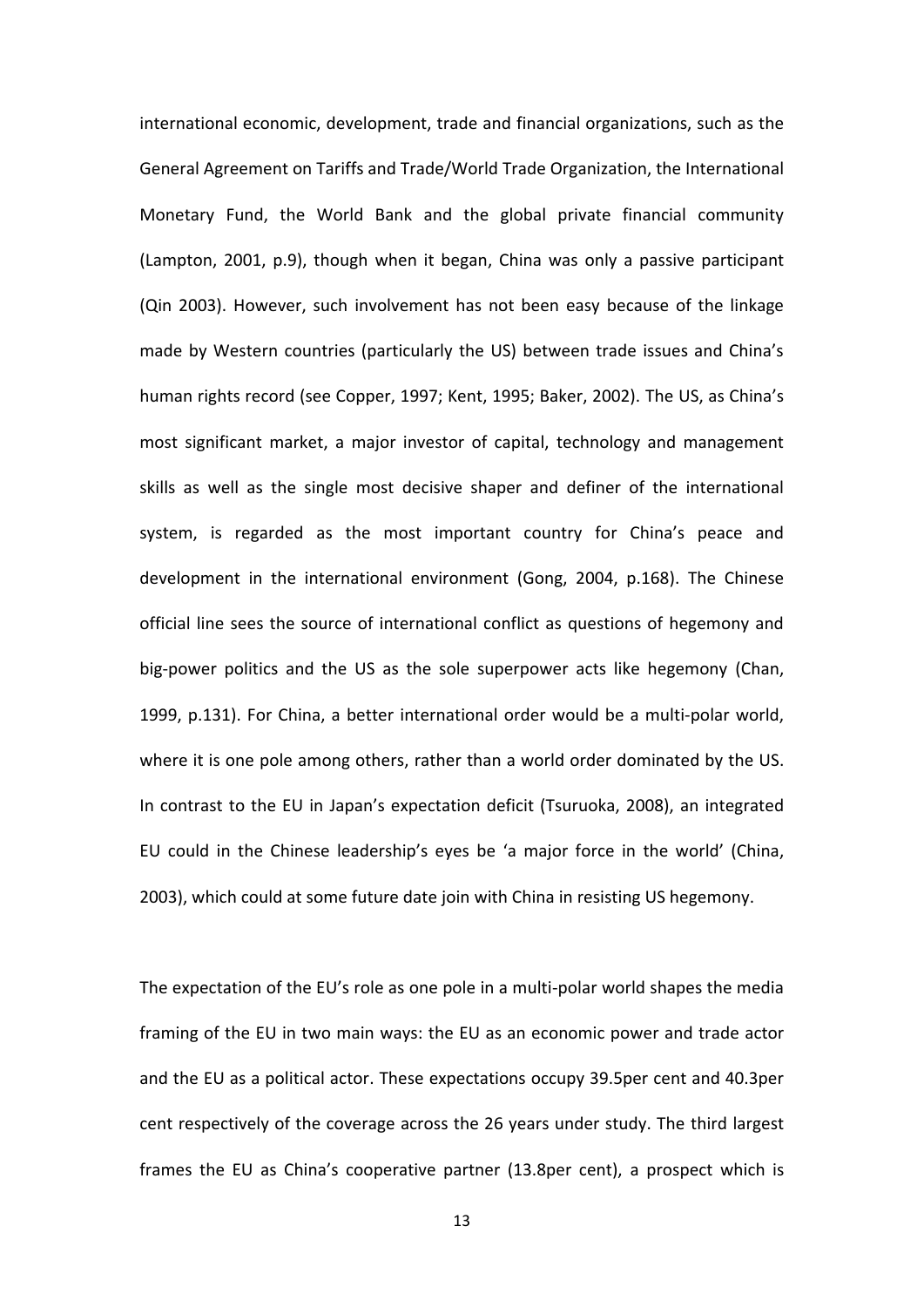international economic, development, trade and financial organizations, such as the General Agreement on Tariffs and Trade/World Trade Organization, the International Monetary Fund, the World Bank and the global private financial community (Lampton, 2001, p.9), though when it began, China was only a passive participant (Qin 2003). However, such involvement has not been easy because of the linkage made by Western countries (particularly the US) between trade issues and China's human rights record (see Copper, 1997; Kent, 1995; Baker, 2002). The US, as China's most significant market, a major investor of capital, technology and management skills as well as the single most decisive shaper and definer of the international system, is regarded as the most important country for China's peace and development in the international environment (Gong, 2004, p.168). The Chinese official line sees the source of international conflict as questions of hegemony and big-power politics and the US as the sole superpower acts like hegemony (Chan, 1999, p.131). For China, a better international order would be a multi-polar world, where it is one pole among others, rather than a world order dominated by the US. In contrast to the EU in Japan's expectation deficit (Tsuruoka, 2008), an integrated EU could in the Chinese leadership's eyes be 'a major force in the world' (China, 2003), which could at some future date join with China in resisting US hegemony.

The expectation of the EU's role as one pole in a multi-polar world shapes the media framing of the EU in two main ways: the EU as an economic power and trade actor and the EU as a political actor. These expectations occupy 39.5per cent and 40.3per cent respectively of the coverage across the 26 years under study. The third largest frames the EU as China's cooperative partner (13.8per cent), a prospect which is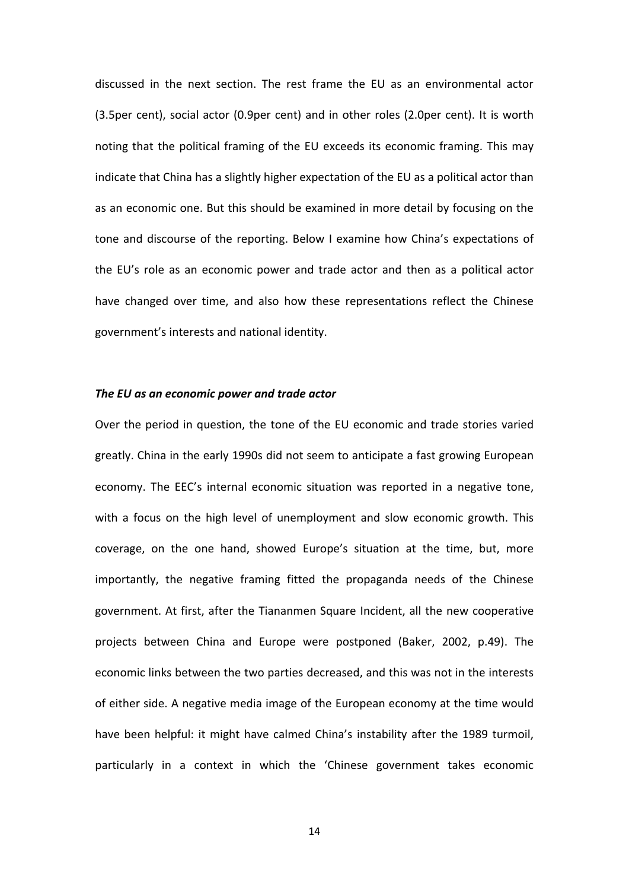discussed in the next section. The rest frame the EU as an environmental actor (3.5per cent), social actor (0.9per cent) and in other roles (2.0per cent). It is worth noting that the political framing of the EU exceeds its economic framing. This may indicate that China has a slightly higher expectation of the EU as a political actor than as an economic one. But this should be examined in more detail by focusing on the tone and discourse of the reporting. Below I examine how China's expectations of the EU's role as an economic power and trade actor and then as a political actor have changed over time, and also how these representations reflect the Chinese government's interests and national identity.

### *The EU as an economic power and trade actor*

Over the period in question, the tone of the EU economic and trade stories varied greatly. China in the early 1990s did not seem to anticipate a fast growing European economy. The EEC's internal economic situation was reported in a negative tone, with a focus on the high level of unemployment and slow economic growth. This coverage, on the one hand, showed Europe's situation at the time, but, more importantly, the negative framing fitted the propaganda needs of the Chinese government. At first, after the Tiananmen Square Incident, all the new cooperative projects between China and Europe were postponed (Baker, 2002, p.49). The economic links between the two parties decreased, and this was not in the interests of either side. A negative media image of the European economy at the time would have been helpful: it might have calmed China's instability after the 1989 turmoil, particularly in a context in which the 'Chinese government takes economic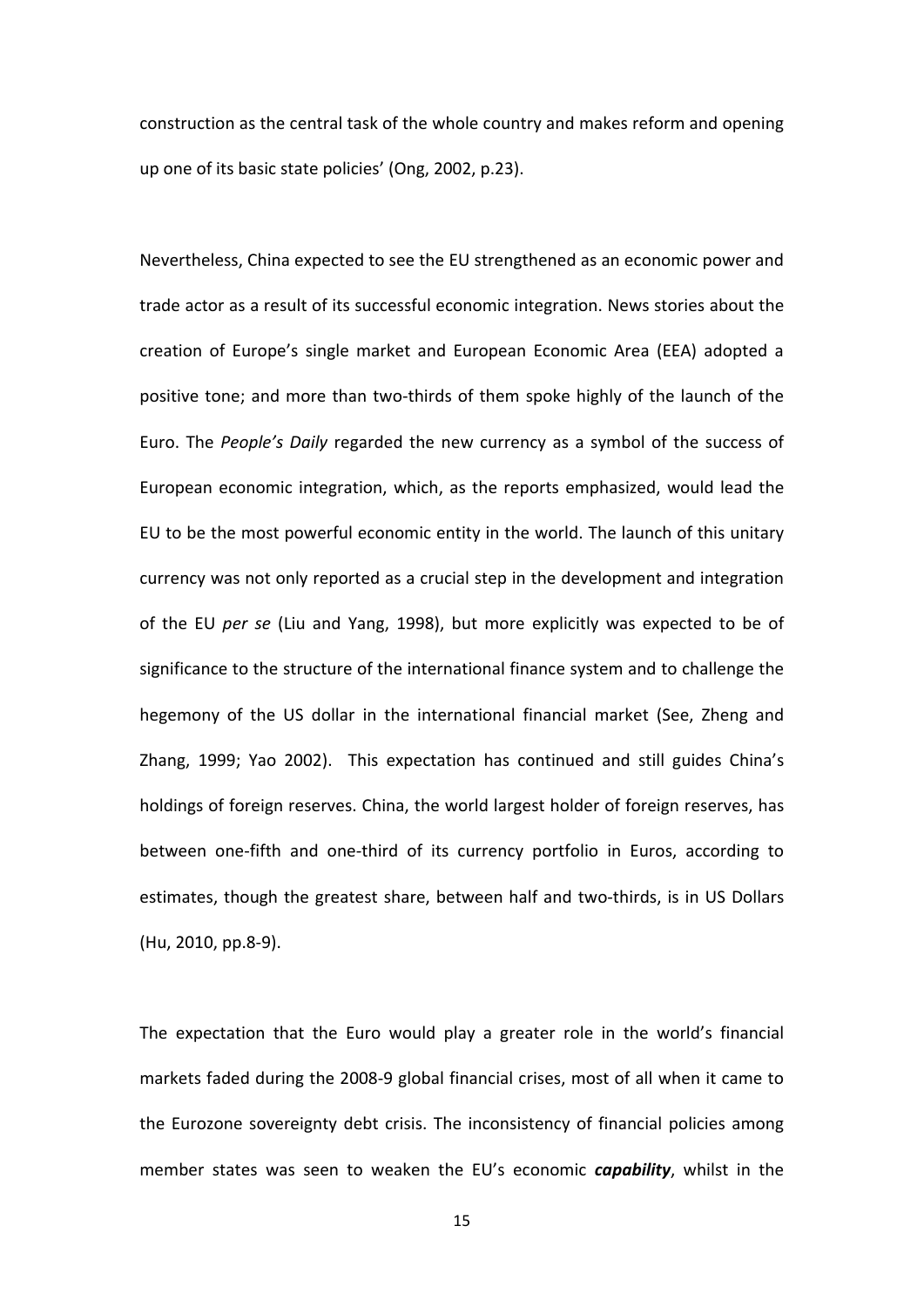construction as the central task of the whole country and makes reform and opening up one of its basic state policies' (Ong, 2002, p.23).

Nevertheless, China expected to see the EU strengthened as an economic power and trade actor as a result of its successful economic integration. News stories about the creation of Europe's single market and European Economic Area (EEA) adopted a positive tone; and more than two-thirds of them spoke highly of the launch of the Euro. The *People's Daily* regarded the new currency as a symbol of the success of European economic integration, which, as the reports emphasized, would lead the EU to be the most powerful economic entity in the world. The launch of this unitary currency was not only reported as a crucial step in the development and integration of the EU *per se* (Liu and Yang, 1998), but more explicitly was expected to be of significance to the structure of the international finance system and to challenge the hegemony of the US dollar in the international financial market (See, Zheng and Zhang, 1999; Yao 2002). This expectation has continued and still guides China's holdings of foreign reserves. China, the world largest holder of foreign reserves, has between one-fifth and one-third of its currency portfolio in Euros, according to estimates, though the greatest share, between half and two-thirds, is in US Dollars (Hu, 2010, pp.8-9).

The expectation that the Euro would play a greater role in the world's financial markets faded during the 2008-9 global financial crises, most of all when it came to the Eurozone sovereignty debt crisis. The inconsistency of financial policies among member states was seen to weaken the EU's economic ***capability***, whilst in the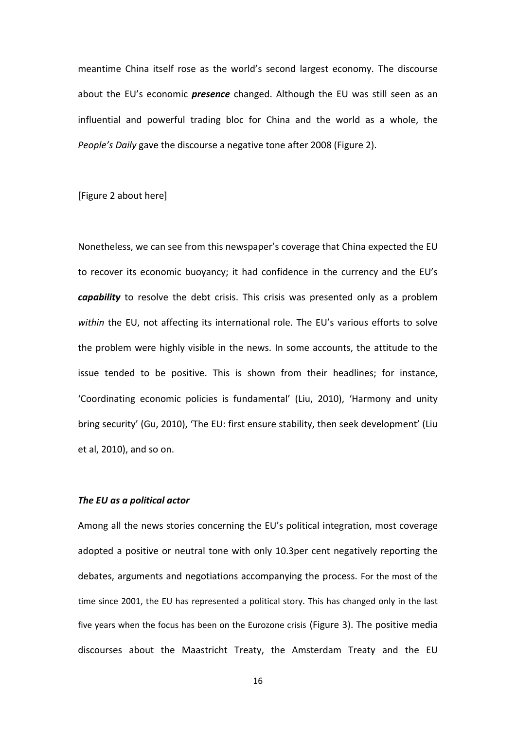meantime China itself rose as the world's second largest economy. The discourse about the EU's economic ***presence*** changed. Although the EU was still seen as an influential and powerful trading bloc for China and the world as a whole, the *People's Daily* gave the discourse a negative tone after 2008 (Figure 2).

[Figure 2 about here]

Nonetheless, we can see from this newspaper's coverage that China expected the EU to recover its economic buoyancy; it had confidence in the currency and the EU's ***capability*** to resolve the debt crisis. This crisis was presented only as a problem *within* the EU, not affecting its international role. The EU's various efforts to solve the problem were highly visible in the news. In some accounts, the attitude to the issue tended to be positive. This is shown from their headlines; for instance, 'Coordinating economic policies is fundamental' (Liu, 2010), 'Harmony and unity bring security' (Gu, 2010), 'The EU: first ensure stability, then seek development' (Liu et al, 2010), and so on.

### *The EU as a political actor*

Among all the news stories concerning the EU's political integration, most coverage adopted a positive or neutral tone with only 10.3per cent negatively reporting the debates, arguments and negotiations accompanying the process. For the most of the time since 2001, the EU has represented a political story. This has changed only in the last five years when the focus has been on the Eurozone crisis (Figure 3). The positive media discourses about the Maastricht Treaty, the Amsterdam Treaty and the EU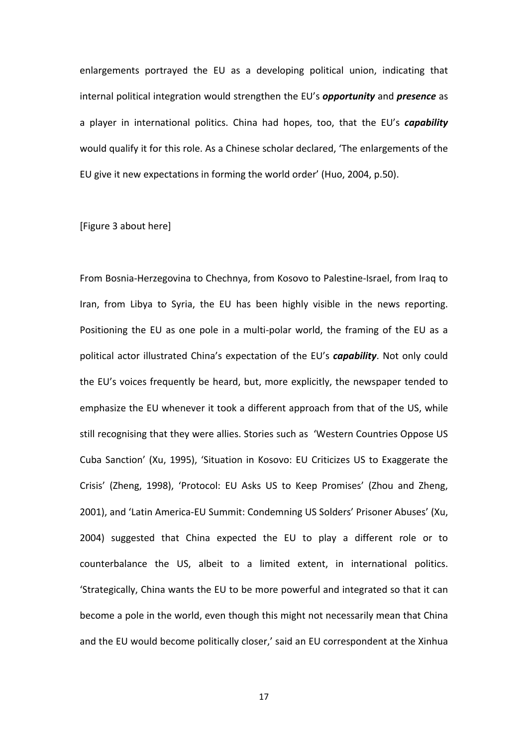enlargements portrayed the EU as a developing political union, indicating that internal political integration would strengthen the EU's ***opportunity*** and ***presence*** as a player in international politics. China had hopes, too, that the EU's ***capability*** would qualify it for this role. As a Chinese scholar declared, 'The enlargements of the EU give it new expectations in forming the world order' (Huo, 2004, p.50).

[Figure 3 about here]

From Bosnia-Herzegovina to Chechnya, from Kosovo to Palestine-Israel, from Iraq to Iran, from Libya to Syria, the EU has been highly visible in the news reporting. Positioning the EU as one pole in a multi-polar world, the framing of the EU as a political actor illustrated China's expectation of the EU's ***capability***. Not only could the EU's voices frequently be heard, but, more explicitly, the newspaper tended to emphasize the EU whenever it took a different approach from that of the US, while still recognising that they were allies. Stories such as 'Western Countries Oppose US Cuba Sanction' (Xu, 1995), 'Situation in Kosovo: EU Criticizes US to Exaggerate the Crisis' (Zheng, 1998), 'Protocol: EU Asks US to Keep Promises' (Zhou and Zheng, 2001), and 'Latin America-EU Summit: Condemning US Solders' Prisoner Abuses' (Xu, 2004) suggested that China expected the EU to play a different role or to counterbalance the US, albeit to a limited extent, in international politics. 'Strategically, China wants the EU to be more powerful and integrated so that it can become a pole in the world, even though this might not necessarily mean that China and the EU would become politically closer,' said an EU correspondent at the Xinhua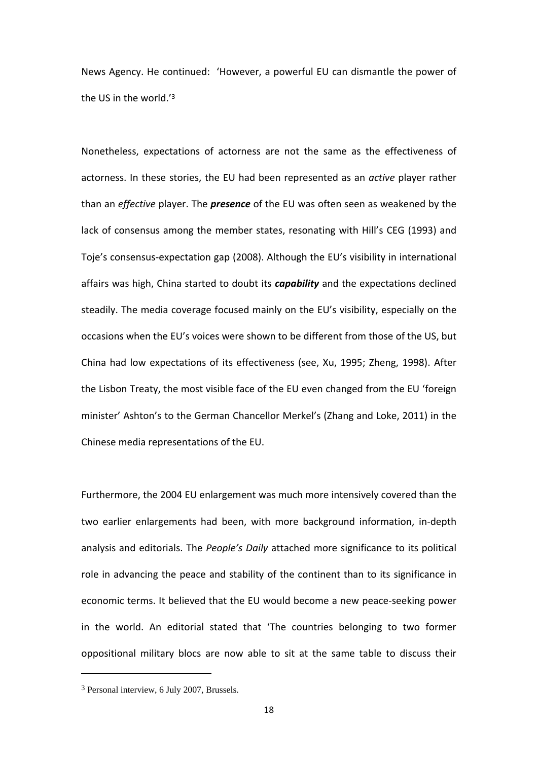News Agency. He continued: 'However, a powerful EU can dismantle the power of the US in the world.'[3]

Nonetheless, expectations of actorness are not the same as the effectiveness of actorness. In these stories, the EU had been represented as an *active* player rather than an *effective* player. The ***presence*** of the EU was often seen as weakened by the lack of consensus among the member states, resonating with Hill's CEG (1993) and Toje's consensus-expectation gap (2008). Although the EU's visibility in international affairs was high, China started to doubt its ***capability*** and the expectations declined steadily. The media coverage focused mainly on the EU's visibility, especially on the occasions when the EU's voices were shown to be different from those of the US, but China had low expectations of its effectiveness (see, Xu, 1995; Zheng, 1998). After the Lisbon Treaty, the most visible face of the EU even changed from the EU 'foreign minister' Ashton's to the German Chancellor Merkel's (Zhang and Loke, 2011) in the Chinese media representations of the EU.

Furthermore, the 2004 EU enlargement was much more intensively covered than the two earlier enlargements had been, with more background information, in-depth analysis and editorials. The *People's Daily* attached more significance to its political role in advancing the peace and stability of the continent than to its significance in economic terms. It believed that the EU would become a new peace-seeking power in the world. An editorial stated that 'The countries belonging to two former oppositional military blocs are now able to sit at the same table to discuss their

[3] Personal interview, 6 July 2007, Brussels.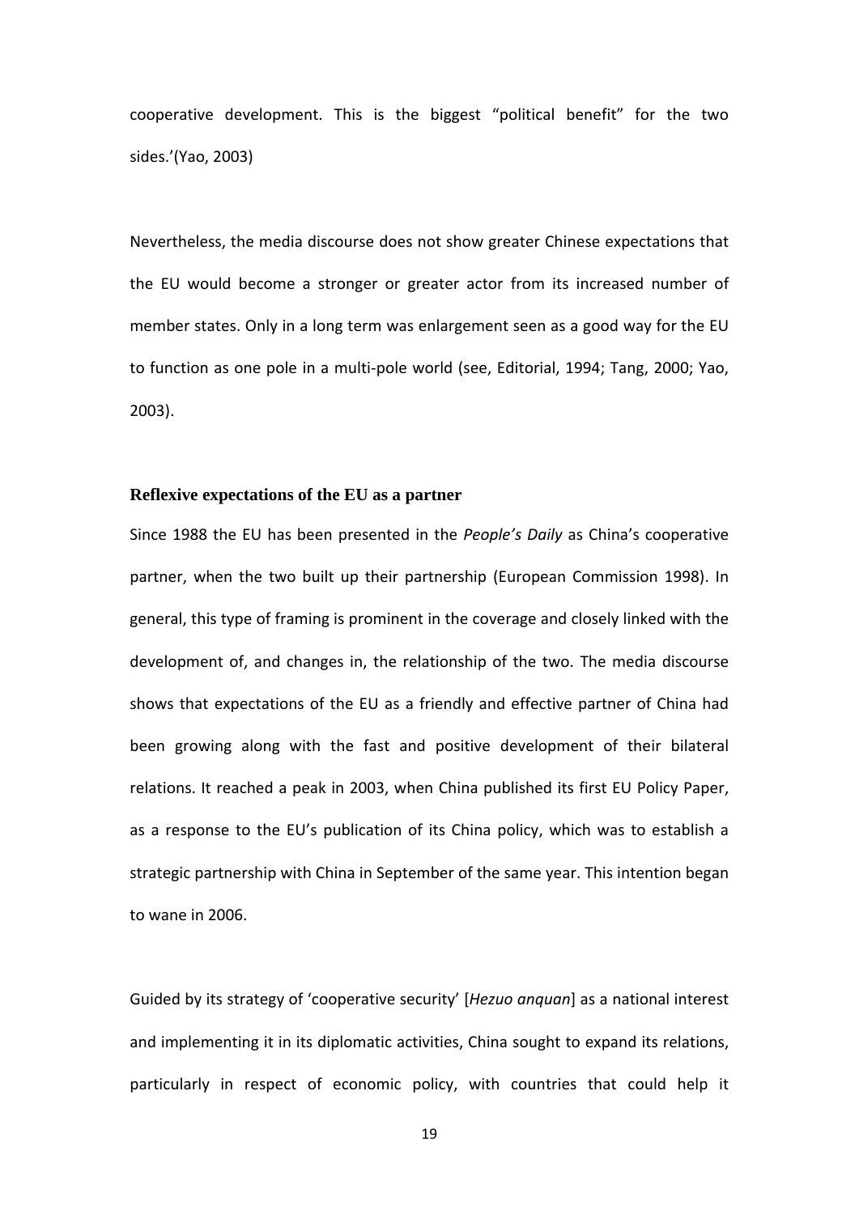cooperative development. This is the biggest "political benefit" for the two sides.'(Yao, 2003)

Nevertheless, the media discourse does not show greater Chinese expectations that the EU would become a stronger or greater actor from its increased number of member states. Only in a long term was enlargement seen as a good way for the EU to function as one pole in a multi-pole world (see, Editorial, 1994; Tang, 2000; Yao, 2003).

### Reflexive expectations of the EU as a partner

Since 1988 the EU has been presented in the *People's Daily* as China's cooperative partner, when the two built up their partnership (European Commission 1998). In general, this type of framing is prominent in the coverage and closely linked with the development of, and changes in, the relationship of the two. The media discourse shows that expectations of the EU as a friendly and effective partner of China had been growing along with the fast and positive development of their bilateral relations. It reached a peak in 2003, when China published its first EU Policy Paper, as a response to the EU's publication of its China policy, which was to establish a strategic partnership with China in September of the same year. This intention began to wane in 2006.

Guided by its strategy of 'cooperative security' [*Hezuo anquan*] as a national interest and implementing it in its diplomatic activities, China sought to expand its relations, particularly in respect of economic policy, with countries that could help it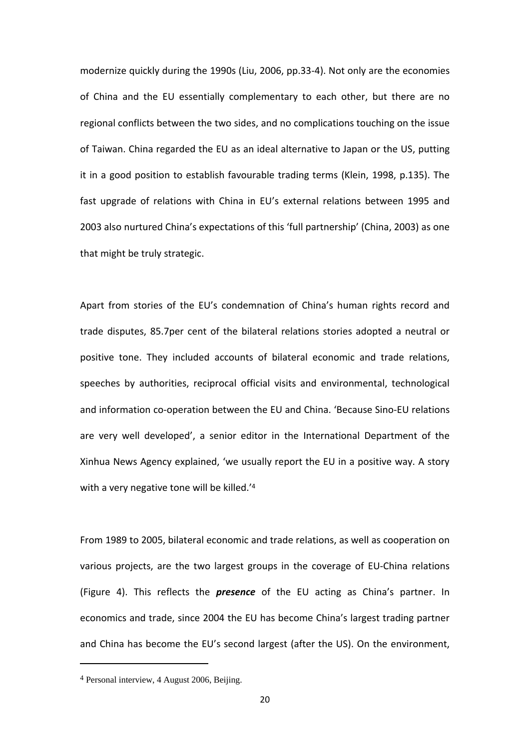modernize quickly during the 1990s (Liu, 2006, pp.33-4). Not only are the economies of China and the EU essentially complementary to each other, but there are no regional conflicts between the two sides, and no complications touching on the issue of Taiwan. China regarded the EU as an ideal alternative to Japan or the US, putting it in a good position to establish favourable trading terms (Klein, 1998, p.135). The fast upgrade of relations with China in EU's external relations between 1995 and 2003 also nurtured China's expectations of this 'full partnership' (China, 2003) as one that might be truly strategic.

Apart from stories of the EU's condemnation of China's human rights record and trade disputes, 85.7per cent of the bilateral relations stories adopted a neutral or positive tone. They included accounts of bilateral economic and trade relations, speeches by authorities, reciprocal official visits and environmental, technological and information co-operation between the EU and China. 'Because Sino-EU relations are very well developed', a senior editor in the International Department of the Xinhua News Agency explained, 'we usually report the EU in a positive way. A story with a very negative tone will be killed.'[4]

From 1989 to 2005, bilateral economic and trade relations, as well as cooperation on various projects, are the two largest groups in the coverage of EU-China relations (Figure 4). This reflects the ***presence*** of the EU acting as China's partner. In economics and trade, since 2004 the EU has become China's largest trading partner and China has become the EU's second largest (after the US). On the environment,

[4] Personal interview, 4 August 2006, Beijing.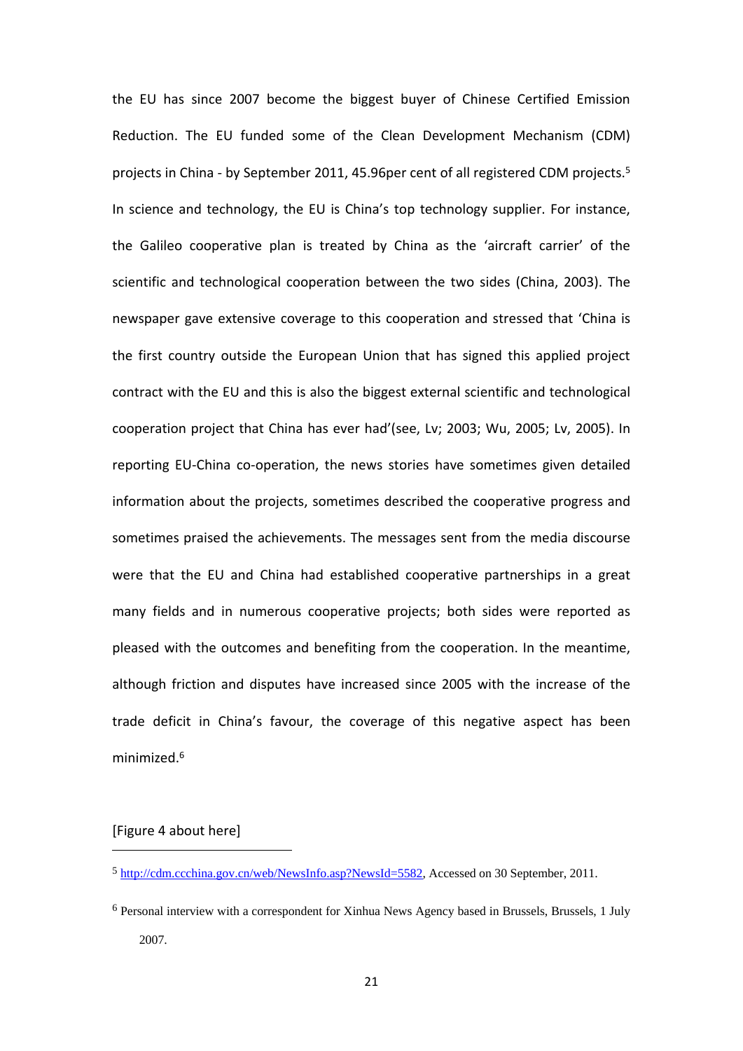the EU has since 2007 become the biggest buyer of Chinese Certified Emission Reduction. The EU funded some of the Clean Development Mechanism (CDM) projects in China - by September 2011, 45.96per cent of all registered CDM projects.[5] In science and technology, the EU is China's top technology supplier. For instance, the Galileo cooperative plan is treated by China as the 'aircraft carrier' of the scientific and technological cooperation between the two sides (China, 2003). The newspaper gave extensive coverage to this cooperation and stressed that 'China is the first country outside the European Union that has signed this applied project contract with the EU and this is also the biggest external scientific and technological cooperation project that China has ever had'(see, Lv; 2003; Wu, 2005; Lv, 2005). In reporting EU-China co-operation, the news stories have sometimes given detailed information about the projects, sometimes described the cooperative progress and sometimes praised the achievements. The messages sent from the media discourse were that the EU and China had established cooperative partnerships in a great many fields and in numerous cooperative projects; both sides were reported as pleased with the outcomes and benefiting from the cooperation. In the meantime, although friction and disputes have increased since 2005 with the increase of the trade deficit in China's favour, the coverage of this negative aspect has been minimized.[6]

[Figure 4 about here]

---

[5] http://cdm.ccchina.gov.cn/web/NewsInfo.asp?NewsId=5582, Accessed on 30 September, 2011.

[6] Personal interview with a correspondent for Xinhua News Agency based in Brussels, Brussels, 1 July 2007.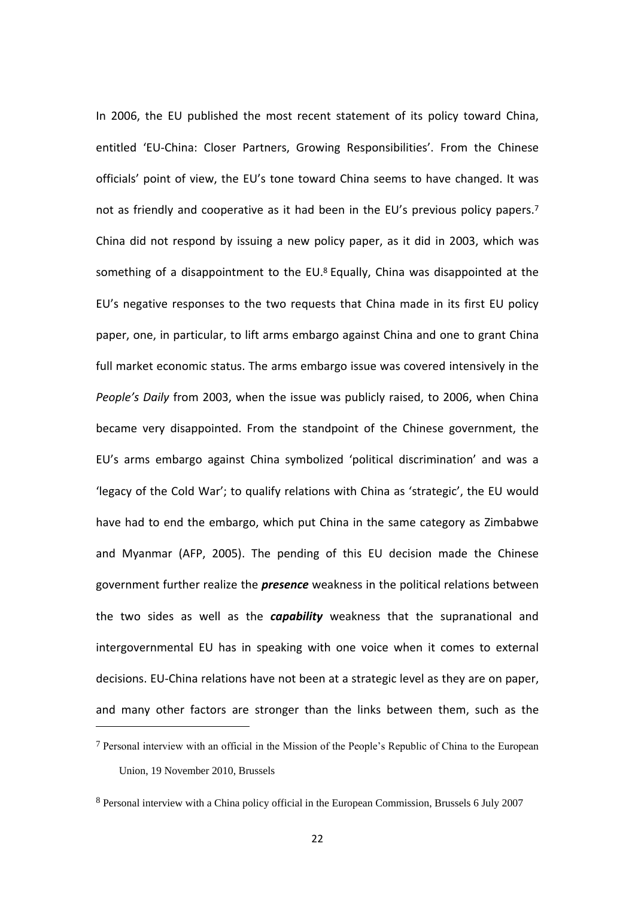In 2006, the EU published the most recent statement of its policy toward China, entitled 'EU-China: Closer Partners, Growing Responsibilities'. From the Chinese officials' point of view, the EU's tone toward China seems to have changed. It was not as friendly and cooperative as it had been in the EU's previous policy papers.[7] China did not respond by issuing a new policy paper, as it did in 2003, which was something of a disappointment to the EU.[8] Equally, China was disappointed at the EU's negative responses to the two requests that China made in its first EU policy paper, one, in particular, to lift arms embargo against China and one to grant China full market economic status. The arms embargo issue was covered intensively in the *People's Daily* from 2003, when the issue was publicly raised, to 2006, when China became very disappointed. From the standpoint of the Chinese government, the EU's arms embargo against China symbolized 'political discrimination' and was a 'legacy of the Cold War'; to qualify relations with China as 'strategic', the EU would have had to end the embargo, which put China in the same category as Zimbabwe and Myanmar (AFP, 2005). The pending of this EU decision made the Chinese government further realize the ***presence*** weakness in the political relations between the two sides as well as the ***capability*** weakness that the supranational and intergovernmental EU has in speaking with one voice when it comes to external decisions. EU-China relations have not been at a strategic level as they are on paper, and many other factors are stronger than the links between them, such as the

[7] Personal interview with an official in the Mission of the People's Republic of China to the European Union, 19 November 2010, Brussels

[8] Personal interview with a China policy official in the European Commission, Brussels 6 July 2007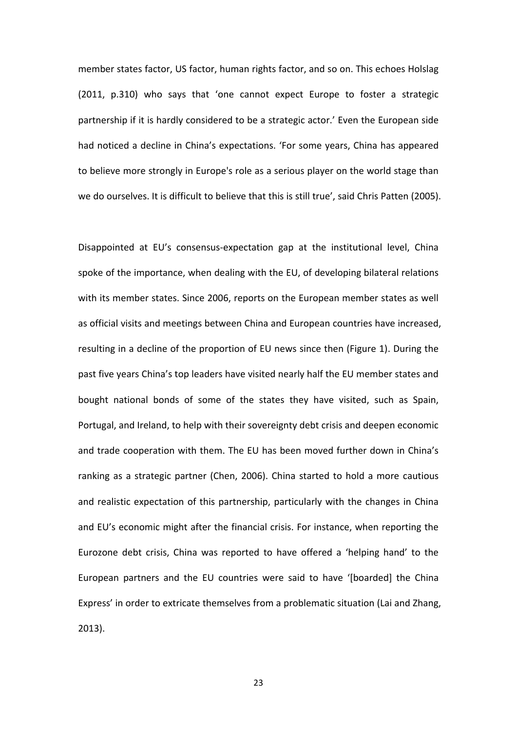member states factor, US factor, human rights factor, and so on. This echoes Holslag (2011, p.310) who says that 'one cannot expect Europe to foster a strategic partnership if it is hardly considered to be a strategic actor.' Even the European side had noticed a decline in China's expectations. 'For some years, China has appeared to believe more strongly in Europe's role as a serious player on the world stage than we do ourselves. It is difficult to believe that this is still true', said Chris Patten (2005).

Disappointed at EU's consensus-expectation gap at the institutional level, China spoke of the importance, when dealing with the EU, of developing bilateral relations with its member states. Since 2006, reports on the European member states as well as official visits and meetings between China and European countries have increased, resulting in a decline of the proportion of EU news since then (Figure 1). During the past five years China's top leaders have visited nearly half the EU member states and bought national bonds of some of the states they have visited, such as Spain, Portugal, and Ireland, to help with their sovereignty debt crisis and deepen economic and trade cooperation with them. The EU has been moved further down in China's ranking as a strategic partner (Chen, 2006). China started to hold a more cautious and realistic expectation of this partnership, particularly with the changes in China and EU's economic might after the financial crisis. For instance, when reporting the Eurozone debt crisis, China was reported to have offered a 'helping hand' to the European partners and the EU countries were said to have '[boarded] the China Express' in order to extricate themselves from a problematic situation (Lai and Zhang, 2013).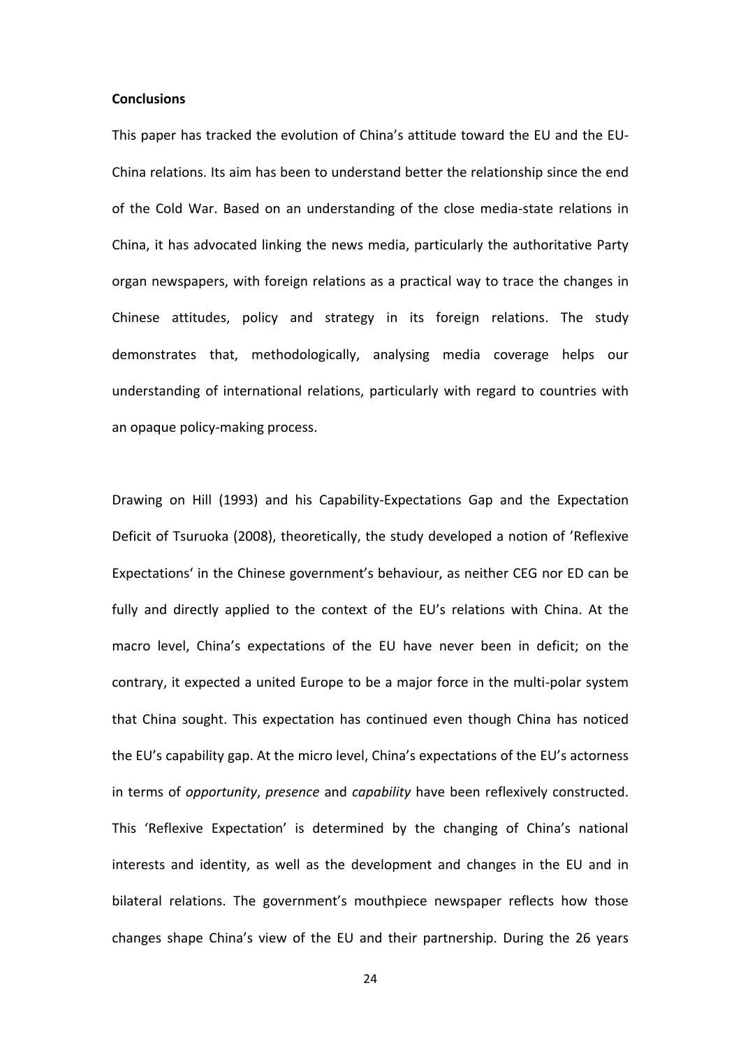**Conclusions**

This paper has tracked the evolution of China's attitude toward the EU and the EU-China relations. Its aim has been to understand better the relationship since the end of the Cold War. Based on an understanding of the close media-state relations in China, it has advocated linking the news media, particularly the authoritative Party organ newspapers, with foreign relations as a practical way to trace the changes in Chinese attitudes, policy and strategy in its foreign relations. The study demonstrates that, methodologically, analysing media coverage helps our understanding of international relations, particularly with regard to countries with an opaque policy-making process.

Drawing on Hill (1993) and his Capability-Expectations Gap and the Expectation Deficit of Tsuruoka (2008), theoretically, the study developed a notion of 'Reflexive Expectations' in the Chinese government's behaviour, as neither CEG nor ED can be fully and directly applied to the context of the EU's relations with China. At the macro level, China's expectations of the EU have never been in deficit; on the contrary, it expected a united Europe to be a major force in the multi-polar system that China sought. This expectation has continued even though China has noticed the EU's capability gap. At the micro level, China's expectations of the EU's actorness in terms of *opportunity*, *presence* and *capability* have been reflexively constructed. This 'Reflexive Expectation' is determined by the changing of China's national interests and identity, as well as the development and changes in the EU and in bilateral relations. The government's mouthpiece newspaper reflects how those changes shape China's view of the EU and their partnership. During the 26 years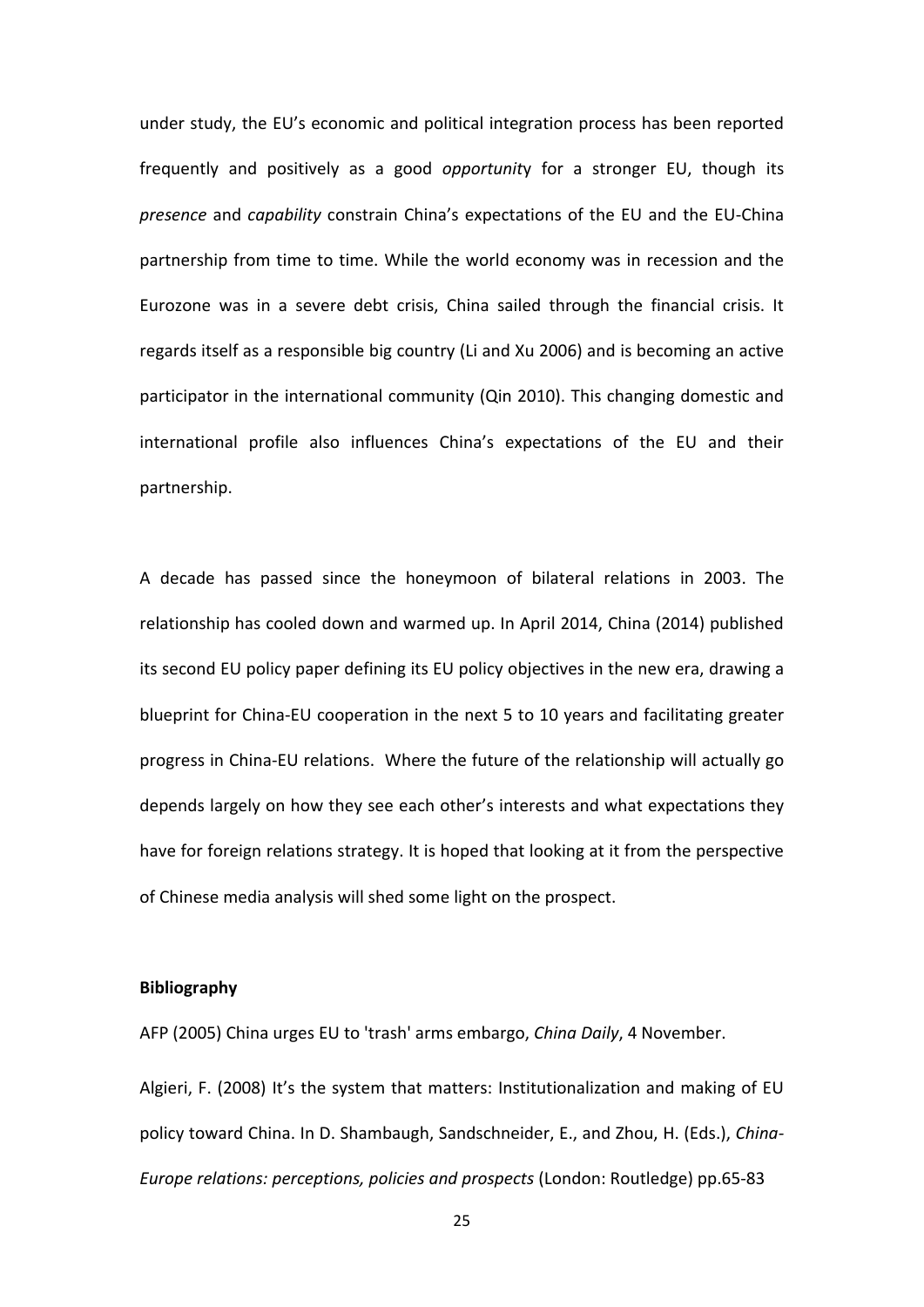under study, the EU's economic and political integration process has been reported frequently and positively as a good *opportunit*y for a stronger EU, though its *presence* and *capability* constrain China's expectations of the EU and the EU-China partnership from time to time. While the world economy was in recession and the Eurozone was in a severe debt crisis, China sailed through the financial crisis. It regards itself as a responsible big country (Li and Xu 2006) and is becoming an active participator in the international community (Qin 2010). This changing domestic and international profile also influences China's expectations of the EU and their partnership.

A decade has passed since the honeymoon of bilateral relations in 2003. The relationship has cooled down and warmed up. In April 2014, China (2014) published its second EU policy paper defining its EU policy objectives in the new era, drawing a blueprint for China-EU cooperation in the next 5 to 10 years and facilitating greater progress in China-EU relations. Where the future of the relationship will actually go depends largely on how they see each other's interests and what expectations they have for foreign relations strategy. It is hoped that looking at it from the perspective of Chinese media analysis will shed some light on the prospect.

**Bibliography**

AFP (2005) China urges EU to 'trash' arms embargo, *China Daily*, 4 November.

Algieri, F. (2008) It's the system that matters: Institutionalization and making of EU policy toward China. In D. Shambaugh, Sandschneider, E., and Zhou, H. (Eds.), *China-Europe relations: perceptions, policies and prospects* (London: Routledge) pp.65-83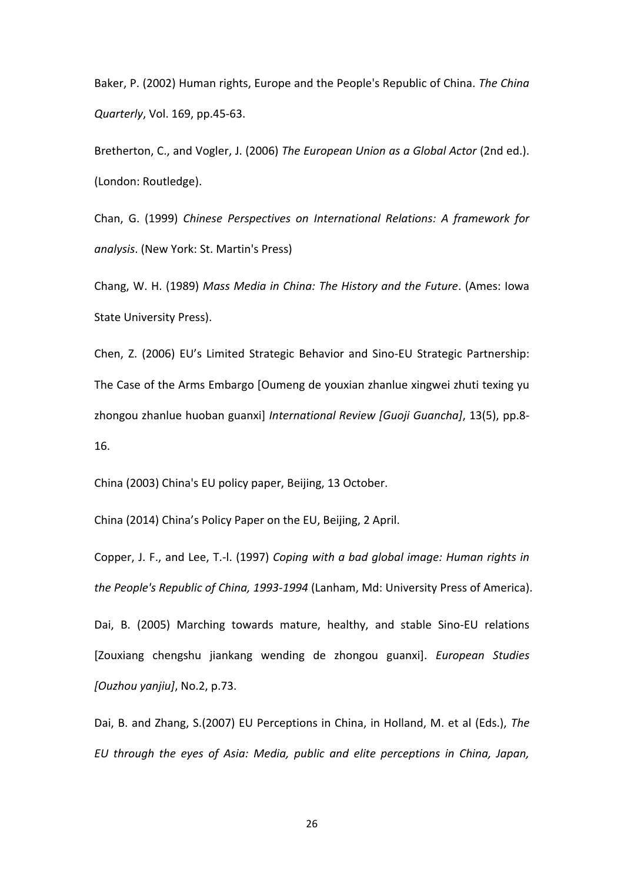Baker, P. (2002) Human rights, Europe and the People's Republic of China. *The China Quarterly*, Vol. 169, pp.45-63.

Bretherton, C., and Vogler, J. (2006) *The European Union as a Global Actor* (2nd ed.). (London: Routledge).

Chan, G. (1999) *Chinese Perspectives on International Relations: A framework for analysis*. (New York: St. Martin's Press)

Chang, W. H. (1989) *Mass Media in China: The History and the Future*. (Ames: Iowa State University Press).

Chen, Z. (2006) EU's Limited Strategic Behavior and Sino-EU Strategic Partnership: The Case of the Arms Embargo [Oumeng de youxian zhanlue xingwei zhuti texing yu zhongou zhanlue huoban guanxi] *International Review [Guoji Guancha]*, 13(5), pp.8-16.

China (2003) China's EU policy paper, Beijing, 13 October.

China (2014) China's Policy Paper on the EU, Beijing, 2 April.

Copper, J. F., and Lee, T.-l. (1997) *Coping with a bad global image: Human rights in the People's Republic of China, 1993-1994* (Lanham, Md: University Press of America).

Dai, B. (2005) Marching towards mature, healthy, and stable Sino-EU relations [Zouxiang chengshu jiankang wending de zhongou guanxi]. *European Studies [Ouzhou yanjiu]*, No.2, p.73.

Dai, B. and Zhang, S.(2007) EU Perceptions in China, in Holland, M. et al (Eds.), *The EU through the eyes of Asia: Media, public and elite perceptions in China, Japan,*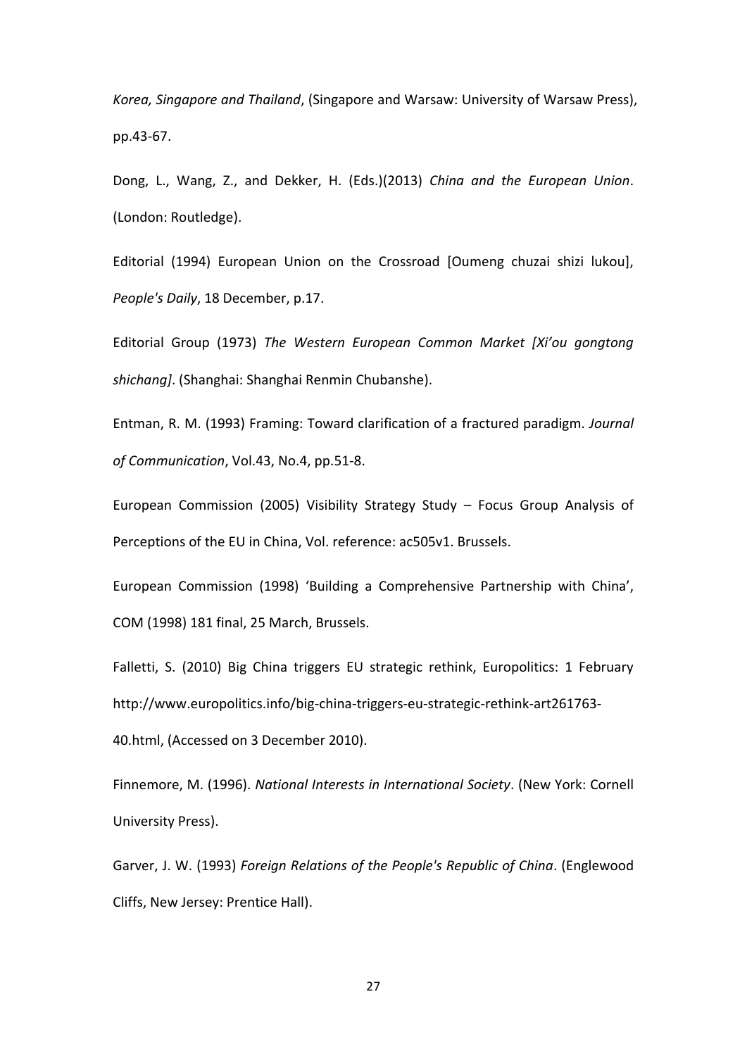*Korea, Singapore and Thailand*, (Singapore and Warsaw: University of Warsaw Press), pp.43-67.

Dong, L., Wang, Z., and Dekker, H. (Eds.)(2013) *China and the European Union*. (London: Routledge).

Editorial (1994) European Union on the Crossroad [Oumeng chuzai shizi lukou], *People's Daily*, 18 December, p.17.

Editorial Group (1973) *The Western European Common Market [Xi'ou gongtong shichang]*. (Shanghai: Shanghai Renmin Chubanshe).

Entman, R. M. (1993) Framing: Toward clarification of a fractured paradigm. *Journal of Communication*, Vol.43, No.4, pp.51-8.

European Commission (2005) Visibility Strategy Study – Focus Group Analysis of Perceptions of the EU in China, Vol. reference: ac505v1. Brussels.

European Commission (1998) 'Building a Comprehensive Partnership with China', COM (1998) 181 final, 25 March, Brussels.

Falletti, S. (2010) Big China triggers EU strategic rethink, Europolitics: 1 February http://www.europolitics.info/big-china-triggers-eu-strategic-rethink-art261763-40.html, (Accessed on 3 December 2010).

Finnemore, M. (1996). *National Interests in International Society*. (New York: Cornell University Press).

Garver, J. W. (1993) *Foreign Relations of the People's Republic of China*. (Englewood Cliffs, New Jersey: Prentice Hall).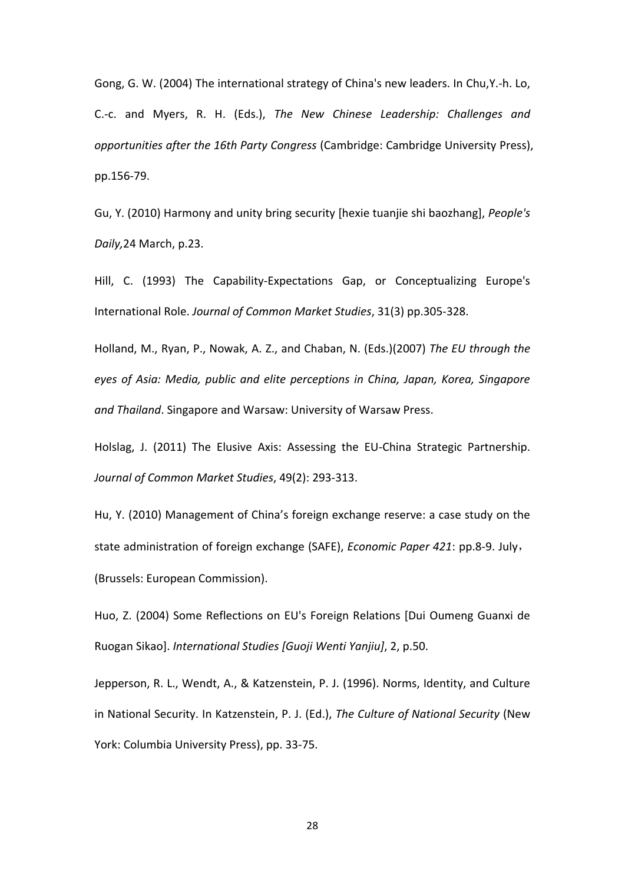Gong, G. W. (2004) The international strategy of China's new leaders. In Chu,Y.-h. Lo, C.-c. and Myers, R. H. (Eds.), *The New Chinese Leadership: Challenges and opportunities after the 16th Party Congress* (Cambridge: Cambridge University Press), pp.156-79.

Gu, Y. (2010) Harmony and unity bring security [hexie tuanjie shi baozhang], *People's Daily,*24 March, p.23.

Hill, C. (1993) The Capability-Expectations Gap, or Conceptualizing Europe's International Role. *Journal of Common Market Studies*, 31(3) pp.305-328.

Holland, M., Ryan, P., Nowak, A. Z., and Chaban, N. (Eds.)(2007) *The EU through the eyes of Asia: Media, public and elite perceptions in China, Japan, Korea, Singapore and Thailand*. Singapore and Warsaw: University of Warsaw Press.

Holslag, J. (2011) The Elusive Axis: Assessing the EU-China Strategic Partnership. *Journal of Common Market Studies*, 49(2): 293-313.

Hu, Y. (2010) Management of China's foreign exchange reserve: a case study on the state administration of foreign exchange (SAFE), *Economic Paper 421*: pp.8-9. July， (Brussels: European Commission).

Huo, Z. (2004) Some Reflections on EU's Foreign Relations [Dui Oumeng Guanxi de Ruogan Sikao]. *International Studies [Guoji Wenti Yanjiu]*, 2, p.50.

Jepperson, R. L., Wendt, A., & Katzenstein, P. J. (1996). Norms, Identity, and Culture in National Security. In Katzenstein, P. J. (Ed.), *The Culture of National Security* (New York: Columbia University Press), pp. 33-75.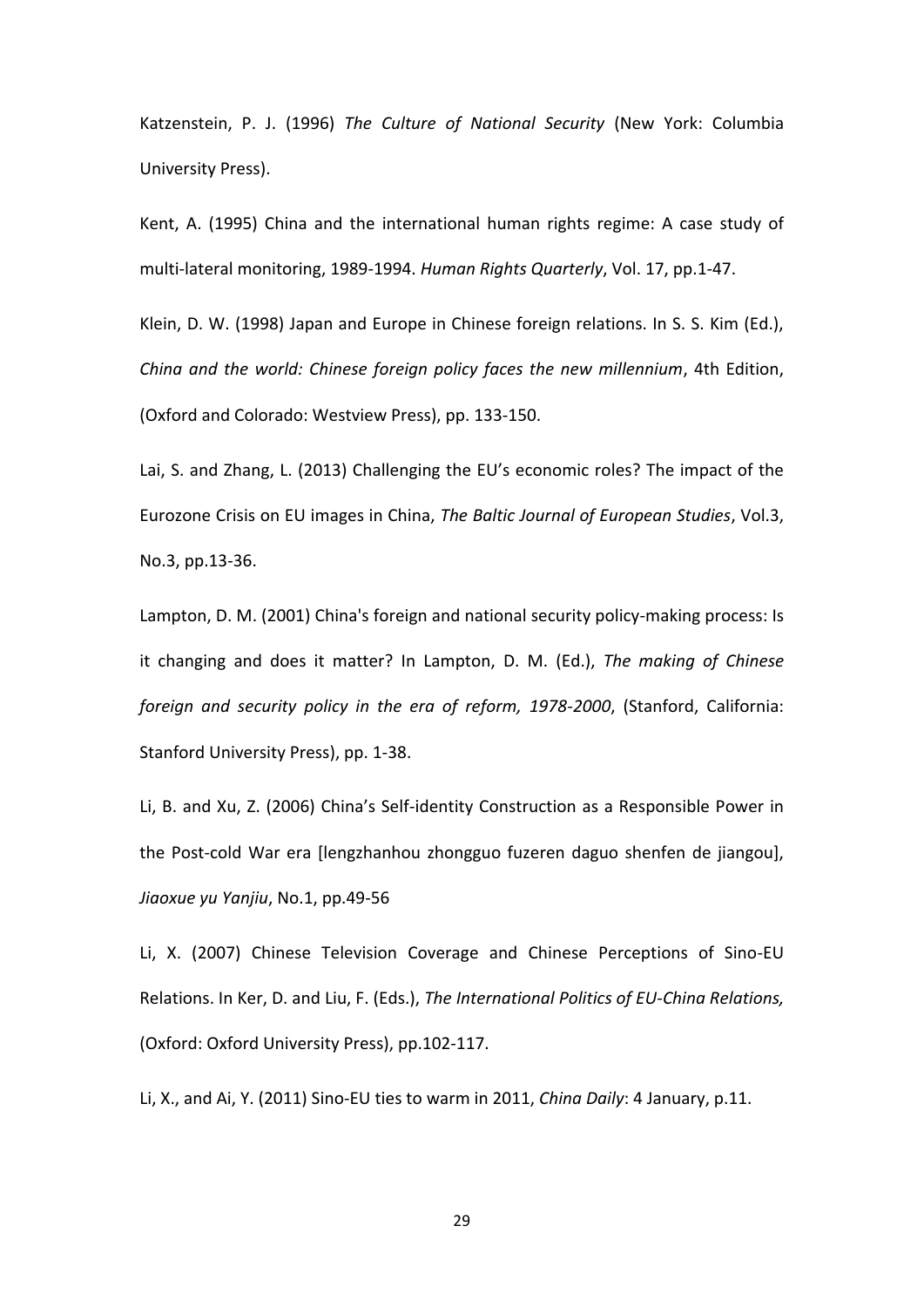Katzenstein, P. J. (1996) *The Culture of National Security* (New York: Columbia University Press).

Kent, A. (1995) China and the international human rights regime: A case study of multi-lateral monitoring, 1989-1994. *Human Rights Quarterly*, Vol. 17, pp.1-47.

Klein, D. W. (1998) Japan and Europe in Chinese foreign relations. In S. S. Kim (Ed.), *China and the world: Chinese foreign policy faces the new millennium*, 4th Edition, (Oxford and Colorado: Westview Press), pp. 133-150.

Lai, S. and Zhang, L. (2013) Challenging the EU's economic roles? The impact of the Eurozone Crisis on EU images in China, *The Baltic Journal of European Studies*, Vol.3, No.3, pp.13-36.

Lampton, D. M. (2001) China's foreign and national security policy-making process: Is it changing and does it matter? In Lampton, D. M. (Ed.), *The making of Chinese foreign and security policy in the era of reform, 1978-2000*, (Stanford, California: Stanford University Press), pp. 1-38.

Li, B. and Xu, Z. (2006) China's Self-identity Construction as a Responsible Power in the Post-cold War era [lengzhanhou zhongguo fuzeren daguo shenfen de jiangou], *Jiaoxue yu Yanjiu*, No.1, pp.49-56

Li, X. (2007) Chinese Television Coverage and Chinese Perceptions of Sino-EU Relations. In Ker, D. and Liu, F. (Eds.), *The International Politics of EU-China Relations,* (Oxford: Oxford University Press), pp.102-117.

Li, X., and Ai, Y. (2011) Sino-EU ties to warm in 2011, *China Daily*: 4 January, p.11.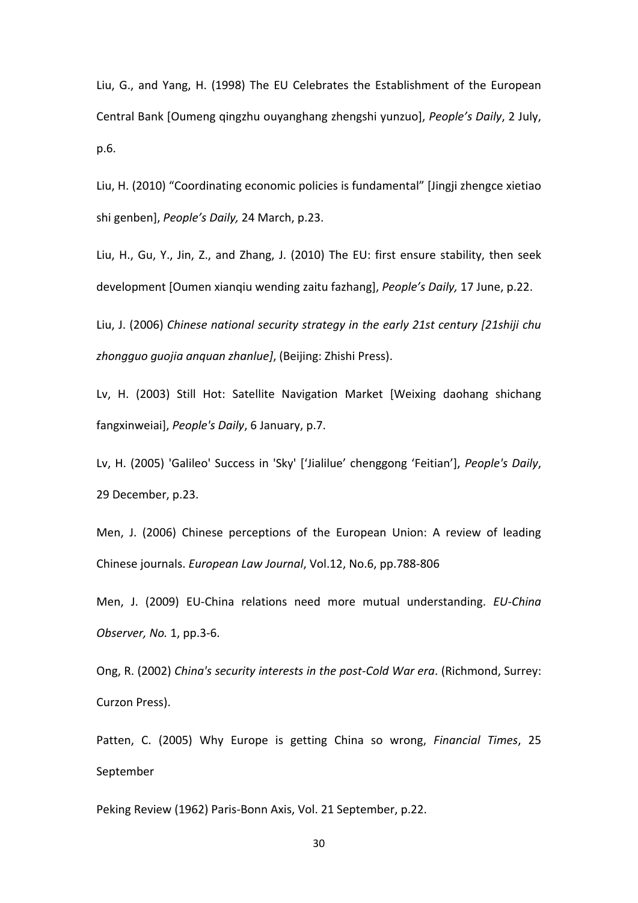Liu, G., and Yang, H. (1998) The EU Celebrates the Establishment of the European Central Bank [Oumeng qingzhu ouyanghang zhengshi yunzuo], *People's Daily*, 2 July, p.6.

Liu, H. (2010) "Coordinating economic policies is fundamental" [Jingji zhengce xietiao shi genben], *People's Daily,* 24 March, p.23.

Liu, H., Gu, Y., Jin, Z., and Zhang, J. (2010) The EU: first ensure stability, then seek development [Oumen xianqiu wending zaitu fazhang], *People's Daily,* 17 June, p.22.

Liu, J. (2006) *Chinese national security strategy in the early 21st century [21shiji chu zhongguo guojia anquan zhanlue]*, (Beijing: Zhishi Press).

Lv, H. (2003) Still Hot: Satellite Navigation Market [Weixing daohang shichang fangxinweiai], *People's Daily*, 6 January, p.7.

Lv, H. (2005) 'Galileo' Success in 'Sky' ['Jialilue' chenggong 'Feitian'], *People's Daily*, 29 December, p.23.

Men, J. (2006) Chinese perceptions of the European Union: A review of leading Chinese journals. *European Law Journal*, Vol.12, No.6, pp.788-806

Men, J. (2009) EU-China relations need more mutual understanding. *EU-China Observer, No.* 1, pp.3-6.

Ong, R. (2002) *China's security interests in the post-Cold War era*. (Richmond, Surrey: Curzon Press).

Patten, C. (2005) Why Europe is getting China so wrong, *Financial Times*, 25 September

Peking Review (1962) Paris-Bonn Axis, Vol. 21 September, p.22.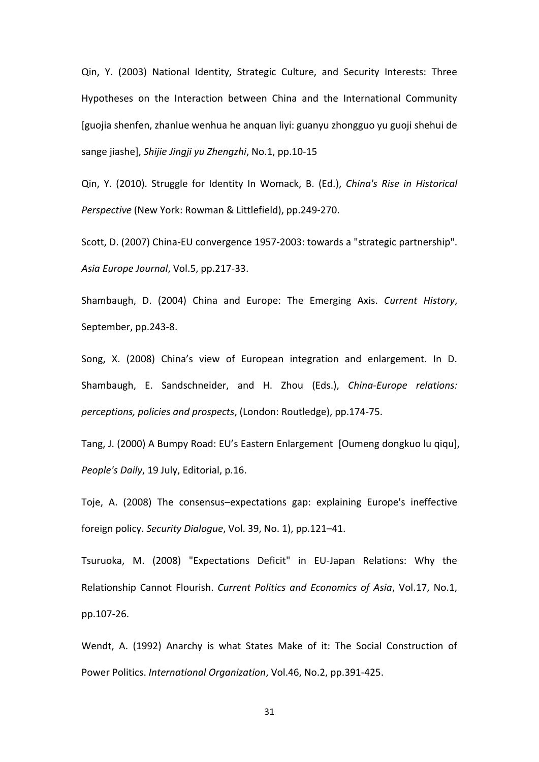Qin, Y. (2003) National Identity, Strategic Culture, and Security Interests: Three Hypotheses on the Interaction between China and the International Community [guojia shenfen, zhanlue wenhua he anquan liyi: guanyu zhongguo yu guoji shehui de sange jiashe], *Shijie Jingji yu Zhengzhi*, No.1, pp.10-15

Qin, Y. (2010). Struggle for Identity In Womack, B. (Ed.), *China's Rise in Historical Perspective* (New York: Rowman & Littlefield), pp.249-270.

Scott, D. (2007) China-EU convergence 1957-2003: towards a "strategic partnership". *Asia Europe Journal*, Vol.5, pp.217-33.

Shambaugh, D. (2004) China and Europe: The Emerging Axis. *Current History*, September, pp.243-8.

Song, X. (2008) China's view of European integration and enlargement. In D. Shambaugh, E. Sandschneider, and H. Zhou (Eds.), *China-Europe relations: perceptions, policies and prospects*, (London: Routledge), pp.174-75.

Tang, J. (2000) A Bumpy Road: EU's Eastern Enlargement [Oumeng dongkuo lu qiqu], *People's Daily*, 19 July, Editorial, p.16.

Toje, A. (2008) The consensus–expectations gap: explaining Europe's ineffective foreign policy. *Security Dialogue*, Vol. 39, No. 1), pp.121–41.

Tsuruoka, M. (2008) "Expectations Deficit" in EU-Japan Relations: Why the Relationship Cannot Flourish. *Current Politics and Economics of Asia*, Vol.17, No.1, pp.107-26.

Wendt, A. (1992) Anarchy is what States Make of it: The Social Construction of Power Politics. *International Organization*, Vol.46, No.2, pp.391-425.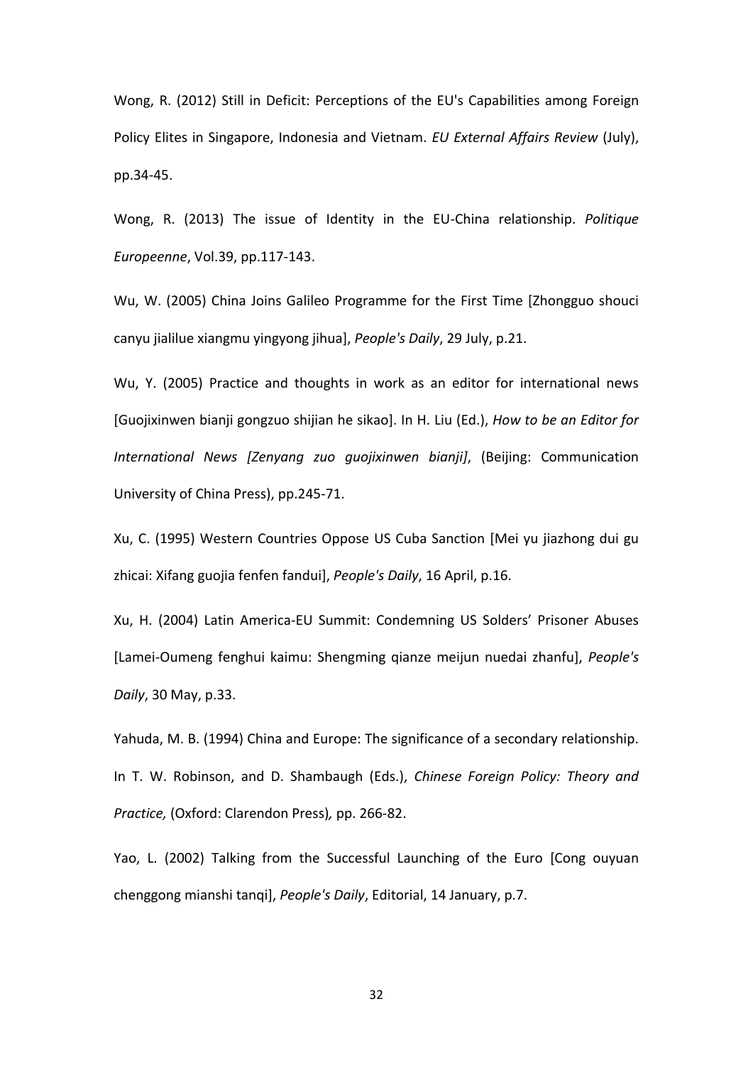Wong, R. (2012) Still in Deficit: Perceptions of the EU's Capabilities among Foreign Policy Elites in Singapore, Indonesia and Vietnam. *EU External Affairs Review* (July), pp.34-45.

Wong, R. (2013) The issue of Identity in the EU-China relationship. *Politique Europeenne*, Vol.39, pp.117-143.

Wu, W. (2005) China Joins Galileo Programme for the First Time [Zhongguo shouci canyu jialilue xiangmu yingyong jihua], *People's Daily*, 29 July, p.21.

Wu, Y. (2005) Practice and thoughts in work as an editor for international news [Guojixinwen bianji gongzuo shijian he sikao]. In H. Liu (Ed.), *How to be an Editor for International News [Zenyang zuo guojixinwen bianji]*, (Beijing: Communication University of China Press), pp.245-71.

Xu, C. (1995) Western Countries Oppose US Cuba Sanction [Mei yu jiazhong dui gu zhicai: Xifang guojia fenfen fandui], *People's Daily*, 16 April, p.16.

Xu, H. (2004) Latin America-EU Summit: Condemning US Solders' Prisoner Abuses [Lamei-Oumeng fenghui kaimu: Shengming qianze meijun nuedai zhanfu], *People's Daily*, 30 May, p.33.

Yahuda, M. B. (1994) China and Europe: The significance of a secondary relationship. In T. W. Robinson, and D. Shambaugh (Eds.), *Chinese Foreign Policy: Theory and Practice,* (Oxford: Clarendon Press)*,* pp. 266-82.

Yao, L. (2002) Talking from the Successful Launching of the Euro [Cong ouyuan chenggong mianshi tanqi], *People's Daily*, Editorial, 14 January, p.7.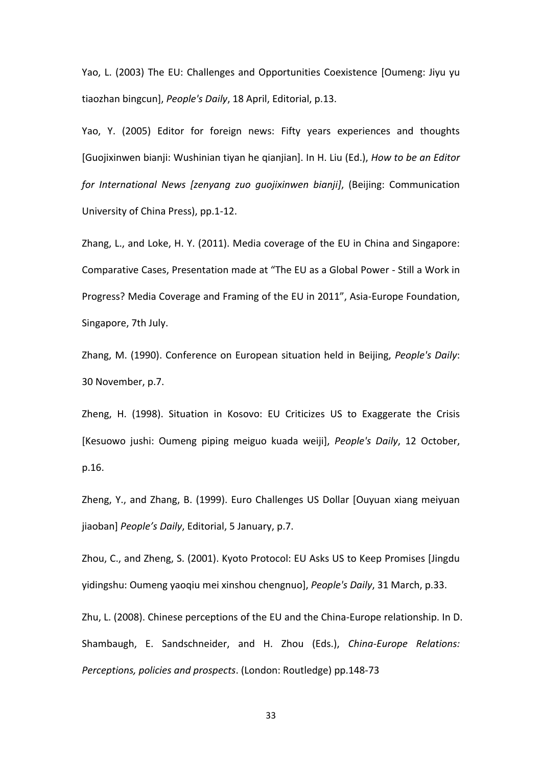Yao, L. (2003) The EU: Challenges and Opportunities Coexistence [Oumeng: Jiyu yu tiaozhan bingcun], *People's Daily*, 18 April, Editorial, p.13.

Yao, Y. (2005) Editor for foreign news: Fifty years experiences and thoughts [Guojixinwen bianji: Wushinian tiyan he qianjian]. In H. Liu (Ed.), *How to be an Editor for International News [zenyang zuo guojixinwen bianji]*, (Beijing: Communication University of China Press), pp.1-12.

Zhang, L., and Loke, H. Y. (2011). Media coverage of the EU in China and Singapore: Comparative Cases, Presentation made at "The EU as a Global Power - Still a Work in Progress? Media Coverage and Framing of the EU in 2011", Asia-Europe Foundation, Singapore, 7th July.

Zhang, M. (1990). Conference on European situation held in Beijing, *People's Daily*: 30 November, p.7.

Zheng, H. (1998). Situation in Kosovo: EU Criticizes US to Exaggerate the Crisis [Kesuowo jushi: Oumeng piping meiguo kuada weiji], *People's Daily*, 12 October, p.16.

Zheng, Y., and Zhang, B. (1999). Euro Challenges US Dollar [Ouyuan xiang meiyuan jiaoban] *People's Daily*, Editorial, 5 January, p.7.

Zhou, C., and Zheng, S. (2001). Kyoto Protocol: EU Asks US to Keep Promises [Jingdu yidingshu: Oumeng yaoqiu mei xinshou chengnuo], *People's Daily*, 31 March, p.33.

Zhu, L. (2008). Chinese perceptions of the EU and the China-Europe relationship. In D. Shambaugh, E. Sandschneider, and H. Zhou (Eds.), *China-Europe Relations: Perceptions, policies and prospects*. (London: Routledge) pp.148-73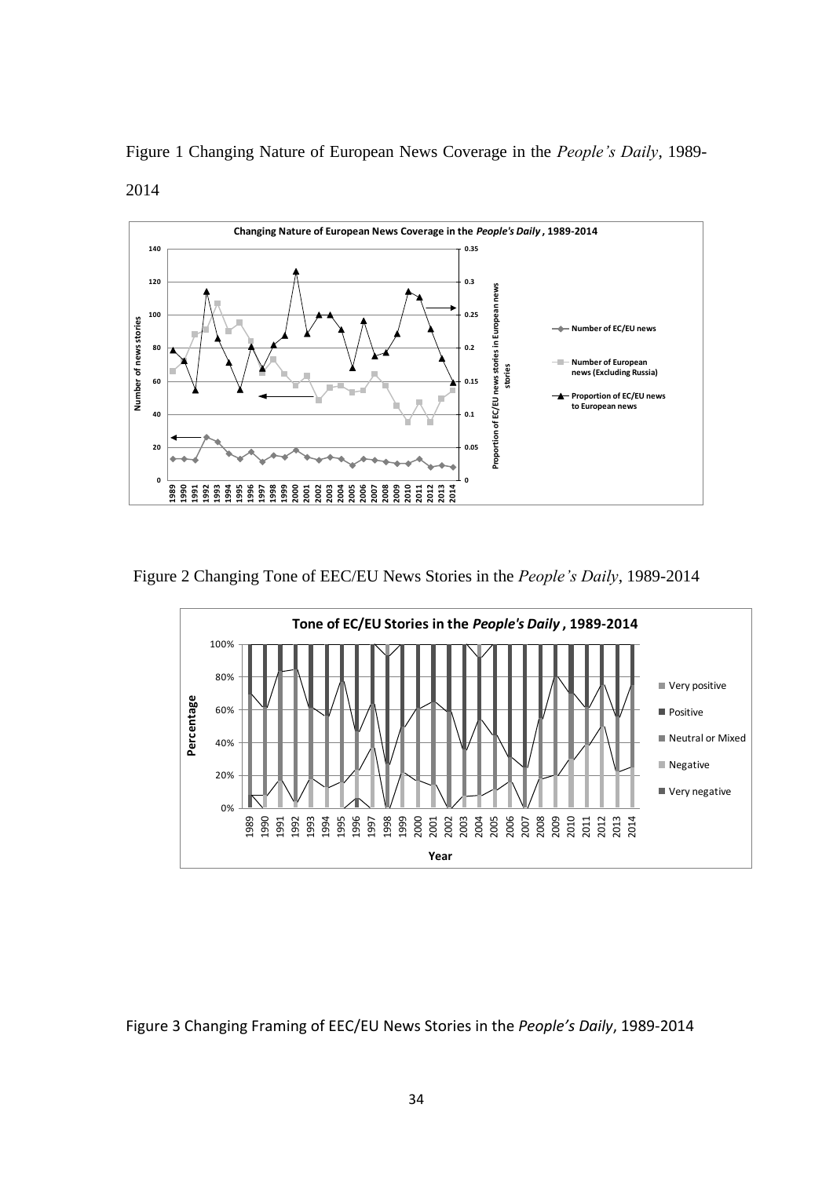Figure 1 Changing Nature of European News Coverage in the *People's Daily*, 1989-2014

Figure 2 Changing Tone of EEC/EU News Stories in the *People's Daily*, 1989-2014

Figure 3 Changing Framing of EEC/EU News Stories in the *People's Daily*, 1989-2014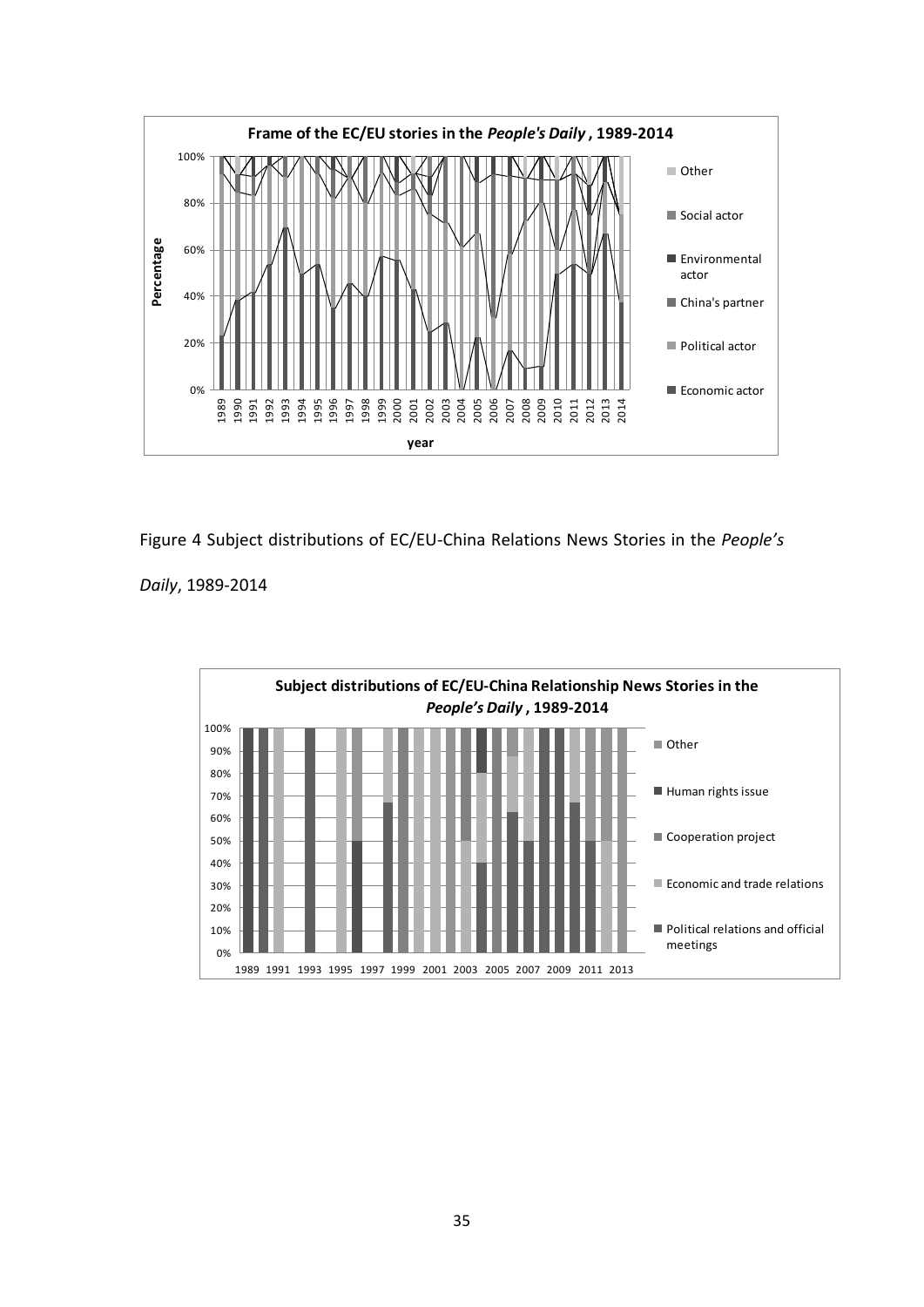Frame of the EC/EU stories in the *People's Daily*, 1989-2014

Percentage

100%
80%
60%
40%
20%
0%

1989 1990 1991 1992 1993 1994 1995 1996 1997 1998 1999 2000 2001 2002 2003 2004 2005 2006 2007 2008 2009 2010 2011 2012 2013 2014

year

Other
Social actor
Environmental actor
China's partner
Political actor
Economic actor

Figure 4 Subject distributions of EC/EU-China Relations News Stories in the *People's Daily*, 1989-2014

Subject distributions of EC/EU-China Relationship News Stories in the *People's Daily*, 1989-2014

100%
90%
80%
70%
60%
50%
40%
30%
20%
10%
0%

1989 1991 1993 1995 1997 1999 2001 2003 2005 2007 2009 2011 2013

Other
Human rights issue
Cooperation project
Economic and trade relations
Political relations and official meetings